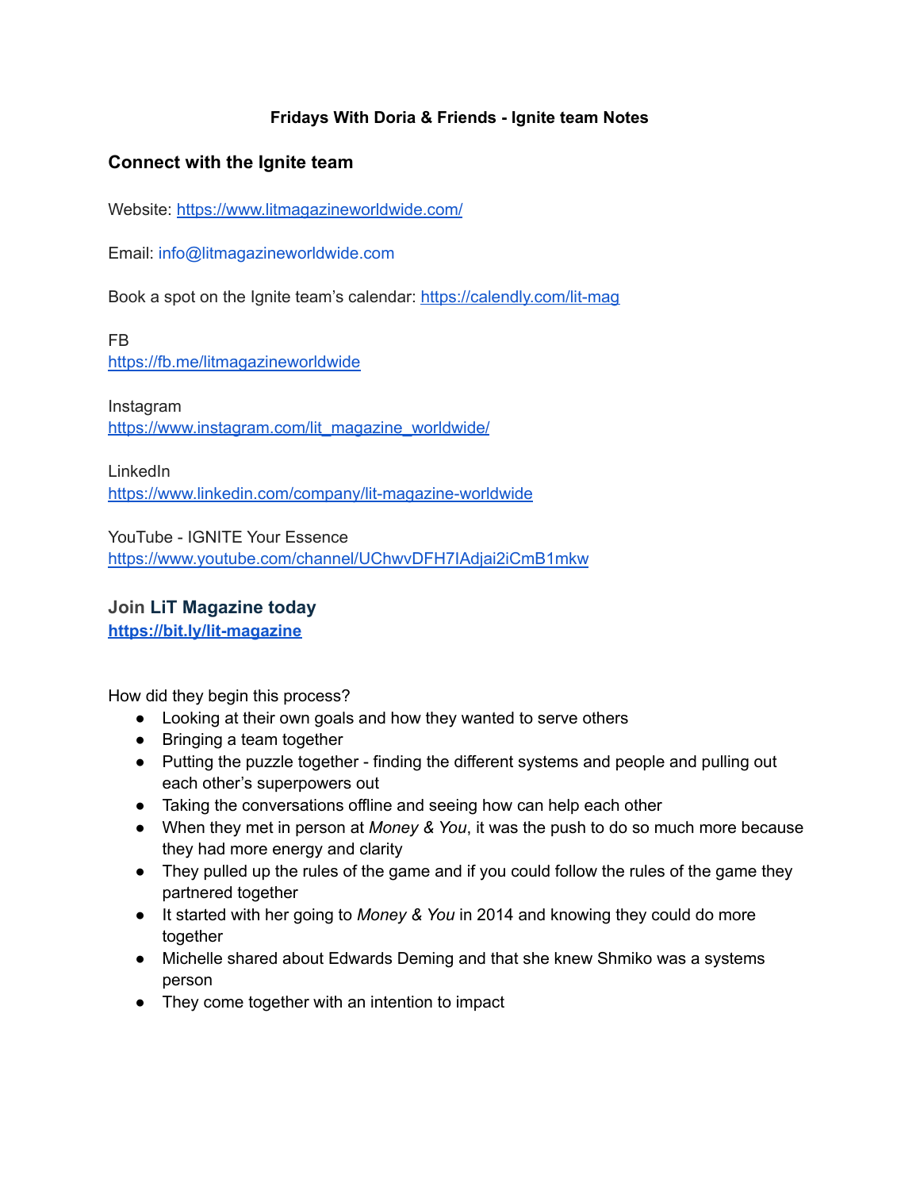**Fridays With Doria & Friends - Ignite team Notes**

## Connect with the Ignite team

Website: https://www.litmagazineworldwide.com/

Email: info@litmagazineworldwide.com

Book a spot on the Ignite team's calendar: https://calendly.com/lit-mag

FB
https://fb.me/litmagazineworldwide

Instagram
https://www.instagram.com/lit_magazine_worldwide/

LinkedIn
https://www.linkedin.com/company/lit-magazine-worldwide

YouTube - IGNITE Your Essence
https://www.youtube.com/channel/UChwvDFH7IAdjai2iCmB1mkw

## Join **LiT Magazine today**

**https://bit.ly/lit-magazine**

How did they begin this process?

- Looking at their own goals and how they wanted to serve others
- Bringing a team together
- Putting the puzzle together - finding the different systems and people and pulling out each other's superpowers out
- Taking the conversations offline and seeing how can help each other
- When they met in person at *Money & You*, it was the push to do so much more because they had more energy and clarity
- They pulled up the rules of the game and if you could follow the rules of the game they partnered together
- It started with her going to *Money & You* in 2014 and knowing they could do more together
- Michelle shared about Edwards Deming and that she knew Shmiko was a systems person
- They come together with an intention to impact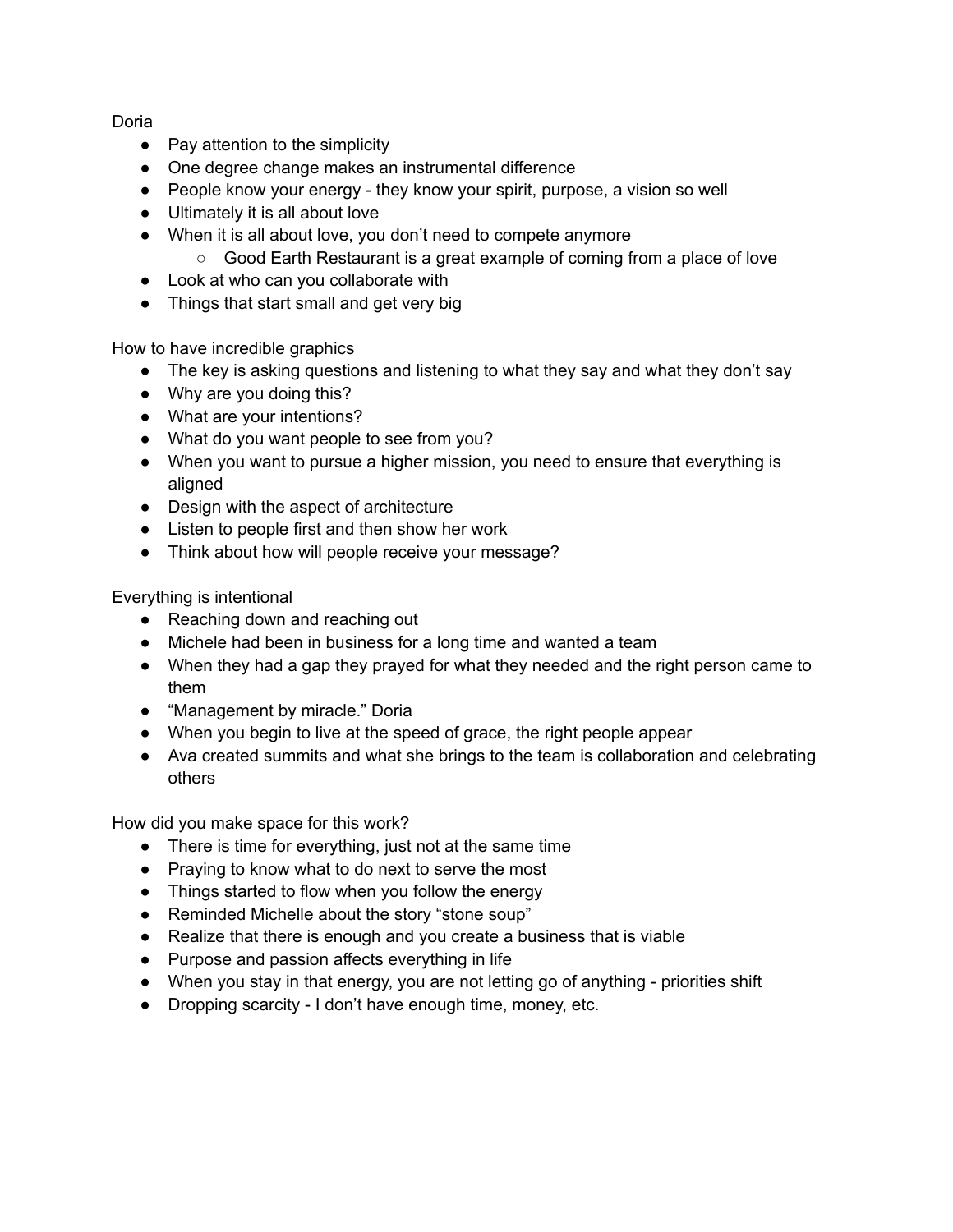Doria

- Pay attention to the simplicity
- One degree change makes an instrumental difference
- People know your energy - they know your spirit, purpose, a vision so well
- Ultimately it is all about love
- When it is all about love, you don't need to compete anymore
    - Good Earth Restaurant is a great example of coming from a place of love
- Look at who can you collaborate with
- Things that start small and get very big

How to have incredible graphics

- The key is asking questions and listening to what they say and what they don't say
- Why are you doing this?
- What are your intentions?
- What do you want people to see from you?
- When you want to pursue a higher mission, you need to ensure that everything is aligned
- Design with the aspect of architecture
- Listen to people first and then show her work
- Think about how will people receive your message?

Everything is intentional

- Reaching down and reaching out
- Michele had been in business for a long time and wanted a team
- When they had a gap they prayed for what they needed and the right person came to them
- "Management by miracle." Doria
- When you begin to live at the speed of grace, the right people appear
- Ava created summits and what she brings to the team is collaboration and celebrating others

How did you make space for this work?

- There is time for everything, just not at the same time
- Praying to know what to do next to serve the most
- Things started to flow when you follow the energy
- Reminded Michelle about the story "stone soup"
- Realize that there is enough and you create a business that is viable
- Purpose and passion affects everything in life
- When you stay in that energy, you are not letting go of anything - priorities shift
- Dropping scarcity - I don't have enough time, money, etc.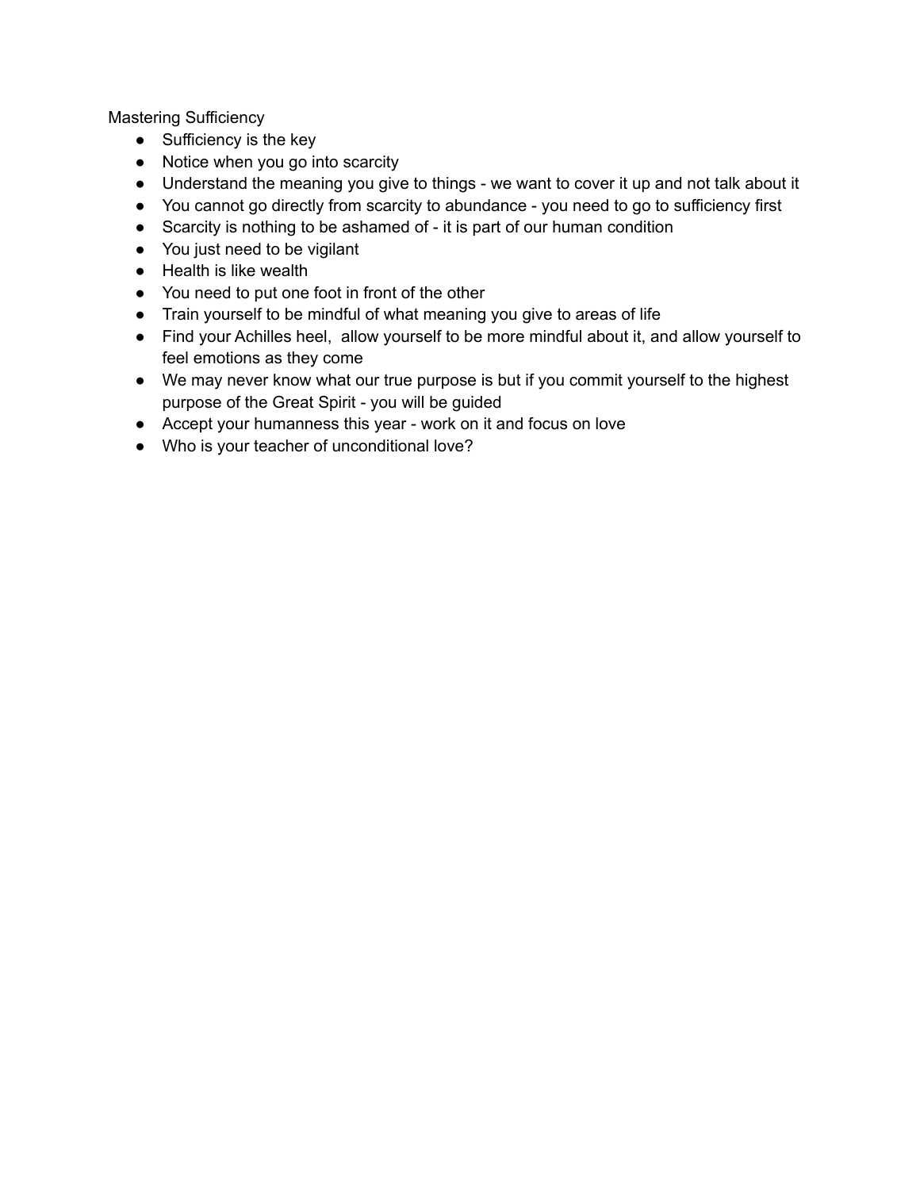Mastering Sufficiency

- Sufficiency is the key
- Notice when you go into scarcity
- Understand the meaning you give to things - we want to cover it up and not talk about it
- You cannot go directly from scarcity to abundance - you need to go to sufficiency first
- Scarcity is nothing to be ashamed of - it is part of our human condition
- You just need to be vigilant
- Health is like wealth
- You need to put one foot in front of the other
- Train yourself to be mindful of what meaning you give to areas of life
- Find your Achilles heel,  allow yourself to be more mindful about it, and allow yourself to feel emotions as they come
- We may never know what our true purpose is but if you commit yourself to the highest purpose of the Great Spirit - you will be guided
- Accept your humanness this year - work on it and focus on love
- Who is your teacher of unconditional love?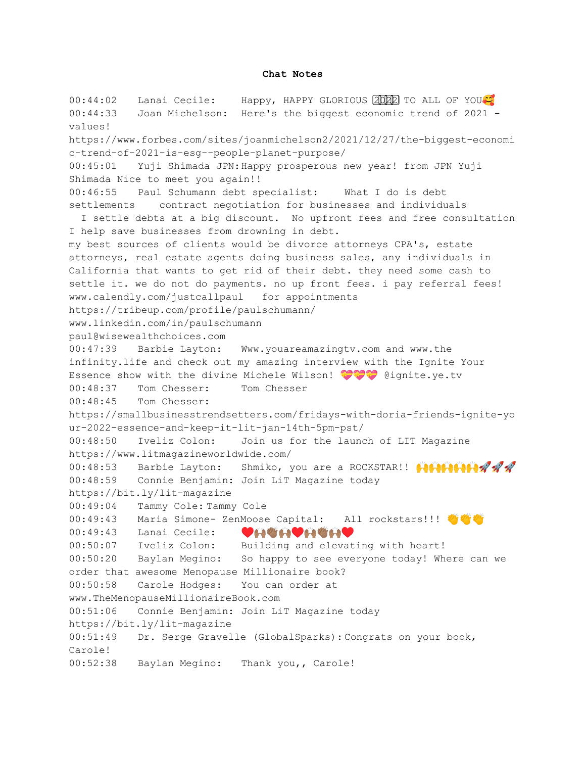# Chat Notes

00:44:02 Lanai Cecile: Happy, HAPPY GLORIOUS 2022 TO ALL OF YOU🥰
00:44:33 Joan Michelson: Here's the biggest economic trend of 2021 - values!
https://www.forbes.com/sites/joanmichelson2/2021/12/27/the-biggest-economic-trend-of-2021-is-esg--people-planet-purpose/
00:45:01 Yuji Shimada JPN: Happy prosperous new year! from JPN Yuji Shimada Nice to meet you again!!
00:46:55 Paul Schumann debt specialist: What I do is debt settlements contract negotiation for businesses and individuals
I settle debts at a big discount. No upfront fees and free consultation
I help save businesses from drowning in debt.
my best sources of clients would be divorce attorneys CPA's, estate attorneys, real estate agents doing business sales, any individuals in California that wants to get rid of their debt. they need some cash to settle it. we do not do payments. no up front fees. i pay referral fees!
www.calendly.com/justcallpaul for appointments
https://tribeup.com/profile/paulschumann/
www.linkedin.com/in/paulschumann
paul@wisewealthchoices.com
00:47:39 Barbie Layton: Www.youareamazingtv.com and www.the infinity.life and check out my amazing interview with the Ignite Your Essence show with the divine Michele Wilson! 💝💝💝 @ignite.ye.tv
00:48:37 Tom Chesser: Tom Chesser
00:48:45 Tom Chesser:
https://smallbusinesstrendsetters.com/fridays-with-doria-friends-ignite-your-2022-essence-and-keep-it-lit-jan-14th-5pm-pst/
00:48:50 Iveliz Colon: Join us for the launch of LIT Magazine
https://www.litmagazineworldwide.com/
00:48:53 Barbie Layton: Shmiko, you are a ROCKSTAR!! 🙌🙌🙌🙌🙌🚀🚀🚀
00:48:59 Connie Benjamin: Join LiT Magazine today
https://bit.ly/lit-magazine
00:49:04 Tammy Cole: Tammy Cole
00:49:43 Maria Simone- ZenMoose Capital: All rockstars!!! 👏👏👏
00:49:43 Lanai Cecile: ❤️🙌👏🙌❤️🙌👏🙌❤️
00:50:07 Iveliz Colon: Building and elevating with heart!
00:50:20 Baylan Megino: So happy to see everyone today! Where can we order that awesome Menopause Millionaire book?
00:50:58 Carole Hodges: You can order at
www.TheMenopauseMillionaireBook.com
00:51:06 Connie Benjamin: Join LiT Magazine today
https://bit.ly/lit-magazine
00:51:49 Dr. Serge Gravelle (GlobalSparks): Congrats on your book, Carole!
00:52:38 Baylan Megino: Thank you,, Carole!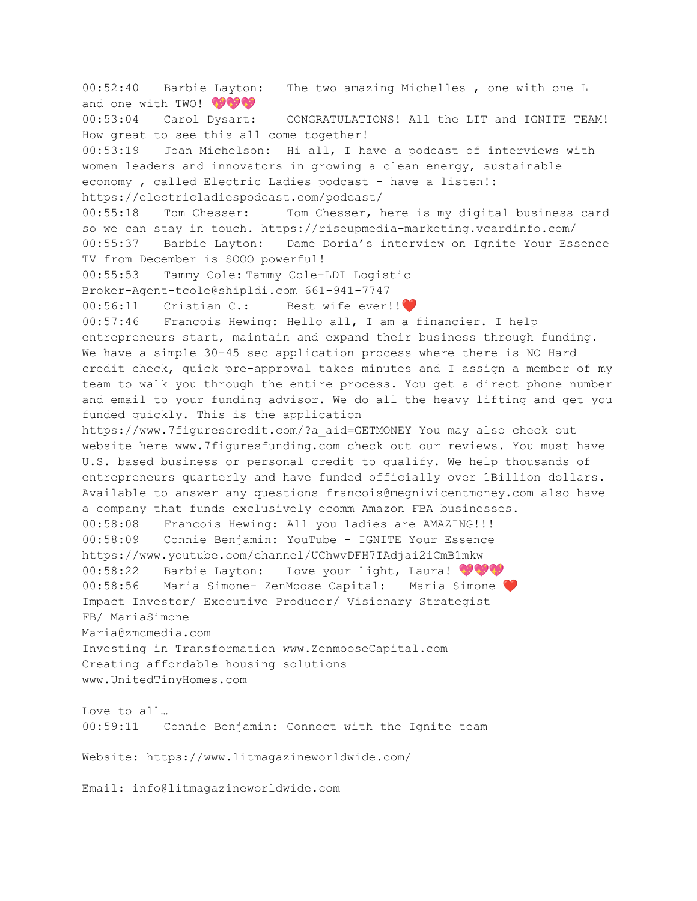00:52:40 Barbie Layton: The two amazing Michelles , one with one L and one with TWO! 💖💖💖
00:53:04 Carol Dysart: CONGRATULATIONS! All the LIT and IGNITE TEAM! How great to see this all come together!
00:53:19 Joan Michelson: Hi all, I have a podcast of interviews with women leaders and innovators in growing a clean energy, sustainable economy , called Electric Ladies podcast - have a listen!: https://electricladiespodcast.com/podcast/
00:55:18 Tom Chesser: Tom Chesser, here is my digital business card so we can stay in touch. https://riseupmedia-marketing.vcardinfo.com/
00:55:37 Barbie Layton: Dame Doria's interview on Ignite Your Essence TV from December is SOOO powerful!
00:55:53 Tammy Cole: Tammy Cole-LDI Logistic Broker-Agent-tcole@shipldi.com 661-941-7747
00:56:11 Cristian C.: Best wife ever!!❤️
00:57:46 Francois Hewing: Hello all, I am a financier. I help entrepreneurs start, maintain and expand their business through funding. We have a simple 30-45 sec application process where there is NO Hard credit check, quick pre-approval takes minutes and I assign a member of my team to walk you through the entire process. You get a direct phone number and email to your funding advisor. We do all the heavy lifting and get you funded quickly. This is the application https://www.7figurescredit.com/?a_aid=GETMONEY You may also check out website here www.7figuresfunding.com check out our reviews. You must have U.S. based business or personal credit to qualify. We help thousands of entrepreneurs quarterly and have funded officially over 1Billion dollars. Available to answer any questions francois@megnivicentmoney.com also have a company that funds exclusively ecomm Amazon FBA businesses.
00:58:08 Francois Hewing: All you ladies are AMAZING!!!
00:58:09 Connie Benjamin: YouTube - IGNITE Your Essence https://www.youtube.com/channel/UChwvDFH7IAdjai2iCmB1mkw
00:58:22 Barbie Layton: Love your light, Laura! 💖💖💖
00:58:56 Maria Simone- ZenMoose Capital: Maria Simone ❤️
Impact Investor/ Executive Producer/ Visionary Strategist
FB/ MariaSimone
Maria@zmcmedia.com
Investing in Transformation www.ZenmooseCapital.com
Creating affordable housing solutions
www.UnitedTinyHomes.com

Love to all…
00:59:11 Connie Benjamin: Connect with the Ignite team

Website: https://www.litmagazineworldwide.com/

Email: info@litmagazineworldwide.com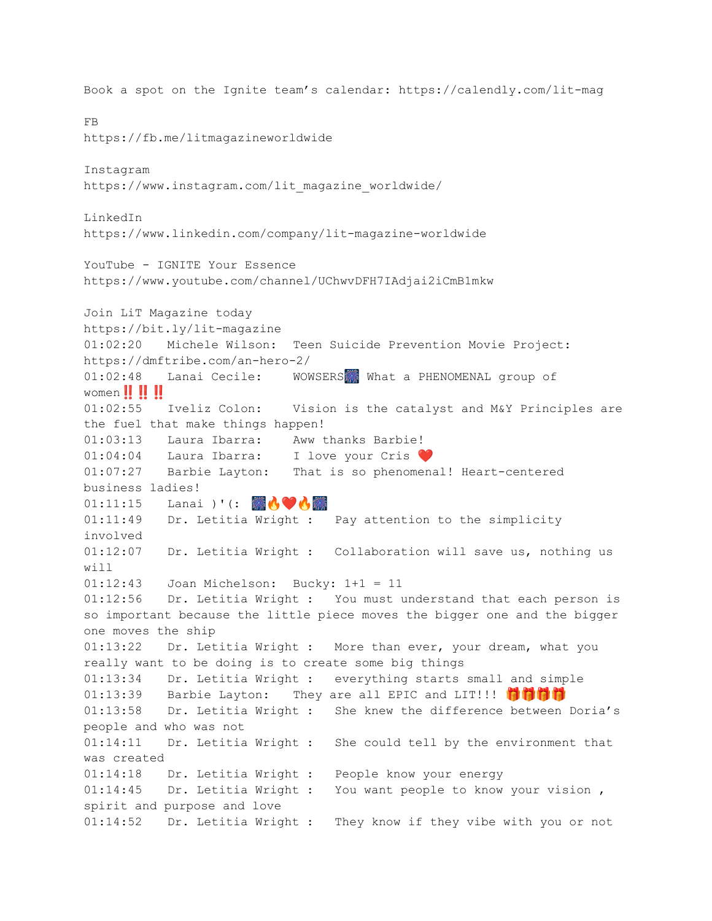Book a spot on the Ignite team's calendar: https://calendly.com/lit-mag

FB
https://fb.me/litmagazineworldwide

Instagram
https://www.instagram.com/lit_magazine_worldwide/

LinkedIn
https://www.linkedin.com/company/lit-magazine-worldwide

YouTube - IGNITE Your Essence
https://www.youtube.com/channel/UChwvDFH7IAdjai2iCmB1mkw

Join LiT Magazine today
https://bit.ly/lit-magazine

01:02:20 Michele Wilson: Teen Suicide Prevention Movie Project: https://dmftribe.com/an-hero-2/

01:02:48 Lanai Cecile: WOWSERS🎆 What a PHENOMENAL group of women‼️‼️‼️

01:02:55 Iveliz Colon: Vision is the catalyst and M&Y Principles are the fuel that make things happen!

01:03:13 Laura Ibarra: Aww thanks Barbie!

01:04:04 Laura Ibarra: I love your Cris ❤️

01:07:27 Barbie Layton: That is so phenomenal! Heart-centered business ladies!

01:11:15 Lanai )'(: 🎆🔥❤️🔥🎆

01:11:49 Dr. Letitia Wright : Pay attention to the simplicity involved

01:12:07 Dr. Letitia Wright : Collaboration will save us, nothing us will

01:12:43 Joan Michelson: Bucky: 1+1 = 11

01:12:56 Dr. Letitia Wright : You must understand that each person is so important because the little piece moves the bigger one and the bigger one moves the ship

01:13:22 Dr. Letitia Wright : More than ever, your dream, what you really want to be doing is to create some big things

01:13:34 Dr. Letitia Wright : everything starts small and simple

01:13:39 Barbie Layton: They are all EPIC and LIT!!! 🎁🎁🎁🎁

01:13:58 Dr. Letitia Wright : She knew the difference between Doria's people and who was not

01:14:11 Dr. Letitia Wright : She could tell by the environment that was created

01:14:18 Dr. Letitia Wright : People know your energy

01:14:45 Dr. Letitia Wright : You want people to know your vision , spirit and purpose and love

01:14:52 Dr. Letitia Wright : They know if they vibe with you or not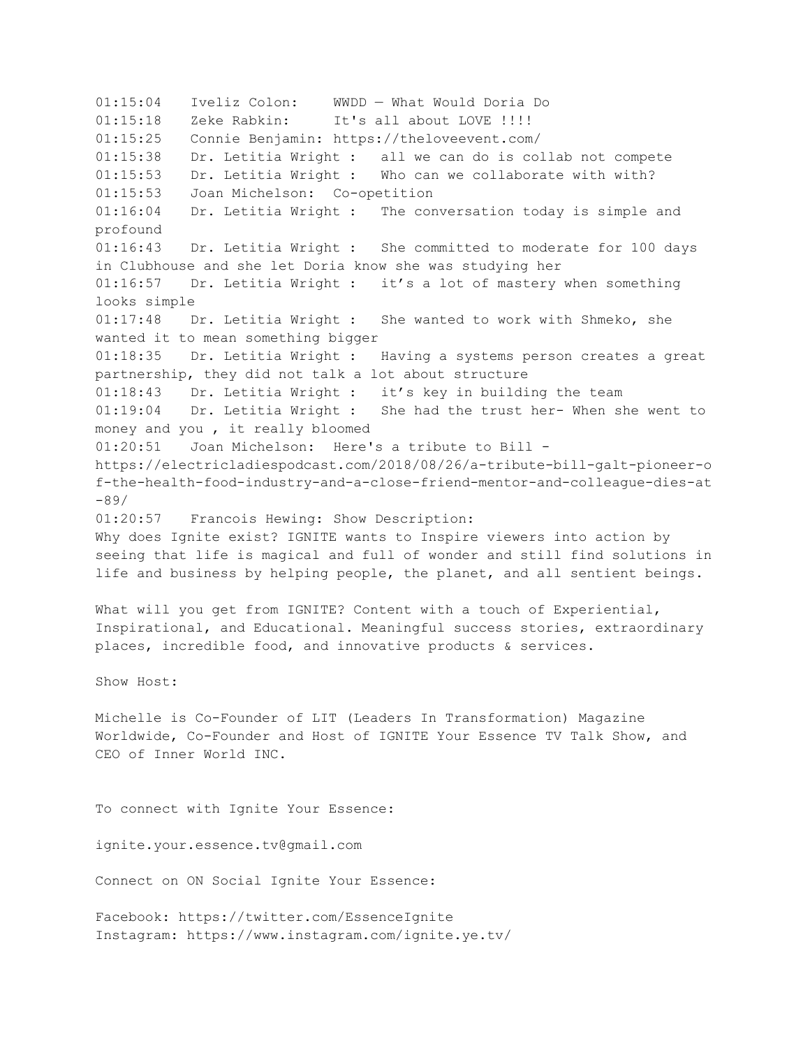01:15:04 Iveliz Colon: WWDD — What Would Doria Do
01:15:18 Zeke Rabkin: It's all about LOVE !!!!
01:15:25 Connie Benjamin: https://theloveevent.com/
01:15:38 Dr. Letitia Wright : all we can do is collab not compete
01:15:53 Dr. Letitia Wright : Who can we collaborate with with?
01:15:53 Joan Michelson: Co-opetition
01:16:04 Dr. Letitia Wright : The conversation today is simple and profound
01:16:43 Dr. Letitia Wright : She committed to moderate for 100 days in Clubhouse and she let Doria know she was studying her
01:16:57 Dr. Letitia Wright : it's a lot of mastery when something looks simple
01:17:48 Dr. Letitia Wright : She wanted to work with Shmeko, she wanted it to mean something bigger
01:18:35 Dr. Letitia Wright : Having a systems person creates a great partnership, they did not talk a lot about structure
01:18:43 Dr. Letitia Wright : it's key in building the team
01:19:04 Dr. Letitia Wright : She had the trust her- When she went to money and you , it really bloomed
01:20:51 Joan Michelson: Here's a tribute to Bill - https://electricladiespodcast.com/2018/08/26/a-tribute-bill-galt-pioneer-of-the-health-food-industry-and-a-close-friend-mentor-and-colleague-dies-at-89/
01:20:57 Francois Hewing: Show Description:
Why does Ignite exist? IGNITE wants to Inspire viewers into action by seeing that life is magical and full of wonder and still find solutions in life and business by helping people, the planet, and all sentient beings.

What will you get from IGNITE? Content with a touch of Experiential, Inspirational, and Educational. Meaningful success stories, extraordinary places, incredible food, and innovative products & services.

Show Host:

Michelle is Co-Founder of LIT (Leaders In Transformation) Magazine Worldwide, Co-Founder and Host of IGNITE Your Essence TV Talk Show, and CEO of Inner World INC.

To connect with Ignite Your Essence:

ignite.your.essence.tv@gmail.com

Connect on ON Social Ignite Your Essence:

Facebook: https://twitter.com/EssenceIgnite
Instagram: https://www.instagram.com/ignite.ye.tv/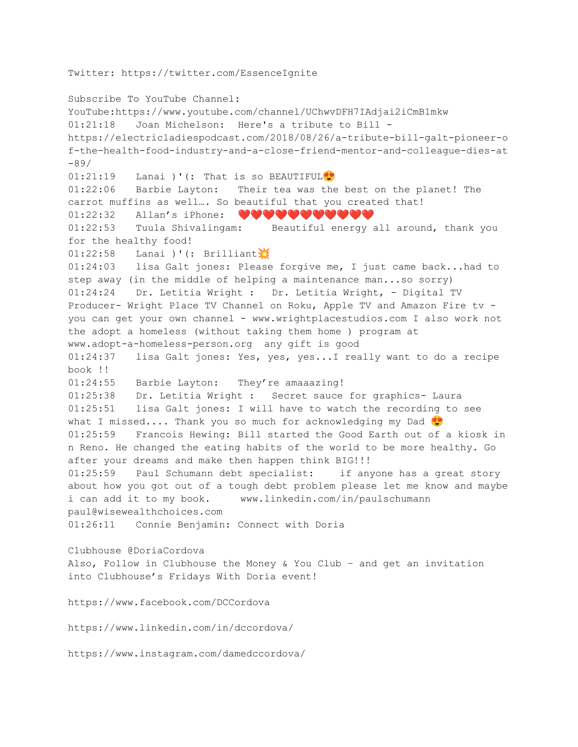Twitter: https://twitter.com/EssenceIgnite

Subscribe To YouTube Channel:
YouTube:https://www.youtube.com/channel/UChwvDFH7IAdjai2iCmB1mkw

01:21:18	Joan Michelson:	Here's a tribute to Bill - https://electricladiespodcast.com/2018/08/26/a-tribute-bill-galt-pioneer-of-the-health-food-industry-and-a-close-friend-mentor-and-colleague-dies-at-89/

01:21:19	Lanai )'(:	That is so BEAUTIFUL😍

01:22:06	Barbie Layton:	Their tea was the best on the planet! The carrot muffins as well…. So beautiful that you created that!

01:22:32	Allan's iPhone:	❤️❤️❤️❤️❤️❤️❤️❤️❤️❤️❤️

01:22:53	Tuula Shivalingam:	Beautiful energy all around, thank you for the healthy food!

01:22:58	Lanai )'(:	Brilliant💥

01:24:03	lisa Galt jones:	Please forgive me, I just came back...had to step away (in the middle of helping a maintenance man...so sorry)

01:24:24	Dr. Letitia Wright :	Dr. Letitia Wright, - Digital TV Producer- Wright Place TV Channel on Roku, Apple TV and Amazon Fire tv - you can get your own channel - www.wrightplacestudios.com I also work not the adopt a homeless (without taking them home ) program at www.adopt-a-homeless-person.org any gift is good

01:24:37	lisa Galt jones:	Yes, yes, yes...I really want to do a recipe book !!

01:24:55	Barbie Layton:	They're amaaazing!

01:25:38	Dr. Letitia Wright :	Secret sauce for graphics- Laura

01:25:51	lisa Galt jones:	I will have to watch the recording to see what I missed.... Thank you so much for acknowledging my Dad 😍

01:25:59	Francois Hewing:	Bill started the Good Earth out of a kiosk in n Reno. He changed the eating habits of the world to be more healthy. Go after your dreams and make then happen think BIG!!!

01:25:59	Paul Schumann debt specialist:	if anyone has a great story about how you got out of a tough debt problem please let me know and maybe i can add it to my book.	www.linkedin.com/in/paulschumann paul@wisewealthchoices.com

01:26:11	Connie Benjamin:	Connect with Doria

Clubhouse @DoriaCordova
Also, Follow in Clubhouse the Money & You Club – and get an invitation into Clubhouse's Fridays With Doria event!

https://www.facebook.com/DCCordova

https://www.linkedin.com/in/dccordova/

https://www.instagram.com/damedccordova/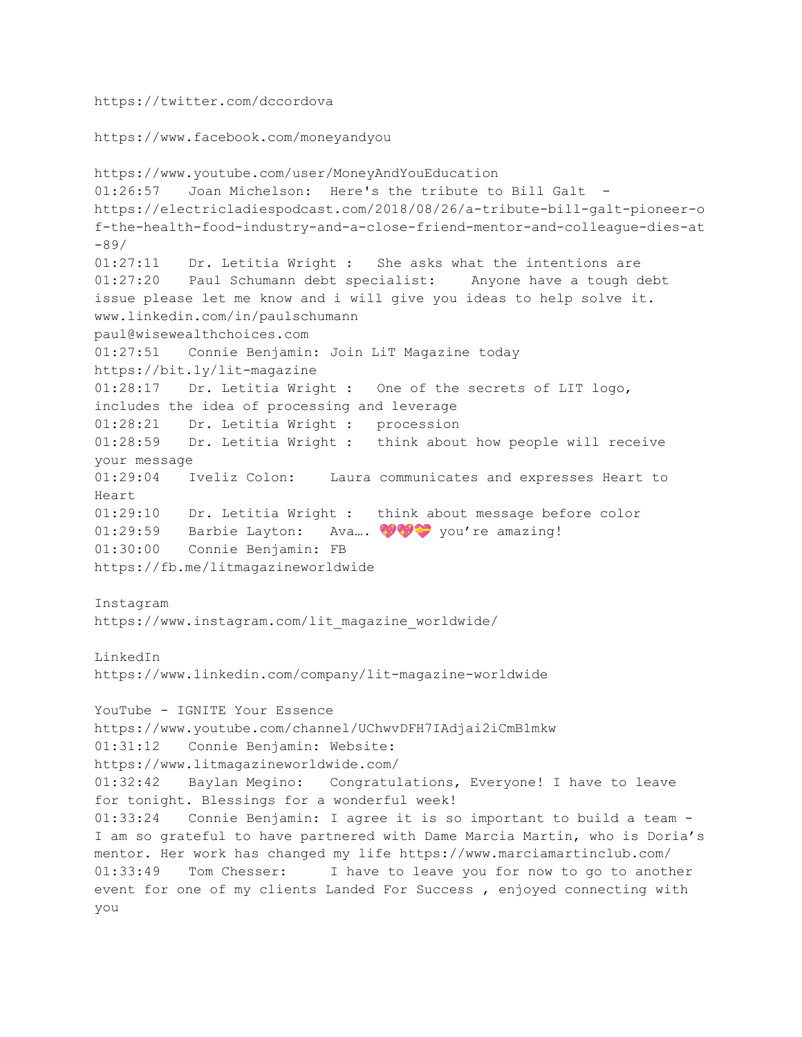https://twitter.com/dccordova

https://www.facebook.com/moneyandyou

https://www.youtube.com/user/MoneyAndYouEducation
01:26:57 Joan Michelson: Here's the tribute to Bill Galt - https://electricladiespodcast.com/2018/08/26/a-tribute-bill-galt-pioneer-of-the-health-food-industry-and-a-close-friend-mentor-and-colleague-dies-at-89/
01:27:11 Dr. Letitia Wright : She asks what the intentions are
01:27:20 Paul Schumann debt specialist: Anyone have a tough debt issue please let me know and i will give you ideas to help solve it. www.linkedin.com/in/paulschumann paul@wisewealthchoices.com
01:27:51 Connie Benjamin: Join LiT Magazine today https://bit.ly/lit-magazine
01:28:17 Dr. Letitia Wright : One of the secrets of LIT logo, includes the idea of processing and leverage
01:28:21 Dr. Letitia Wright : procession
01:28:59 Dr. Letitia Wright : think about how people will receive your message
01:29:04 Iveliz Colon: Laura communicates and expresses Heart to Heart
01:29:10 Dr. Letitia Wright : think about message before color
01:29:59 Barbie Layton: Ava…. 💖💖💝 you're amazing!
01:30:00 Connie Benjamin: FB
https://fb.me/litmagazineworldwide

Instagram
https://www.instagram.com/lit_magazine_worldwide/

LinkedIn
https://www.linkedin.com/company/lit-magazine-worldwide

YouTube - IGNITE Your Essence
https://www.youtube.com/channel/UChwvDFH7IAdjai2iCmB1mkw
01:31:12 Connie Benjamin: Website:
https://www.litmagazineworldwide.com/
01:32:42 Baylan Megino: Congratulations, Everyone! I have to leave for tonight. Blessings for a wonderful week!
01:33:24 Connie Benjamin: I agree it is so important to build a team - I am so grateful to have partnered with Dame Marcia Martin, who is Doria's mentor. Her work has changed my life https://www.marciamartinclub.com/
01:33:49 Tom Chesser: I have to leave you for now to go to another event for one of my clients Landed For Success , enjoyed connecting with you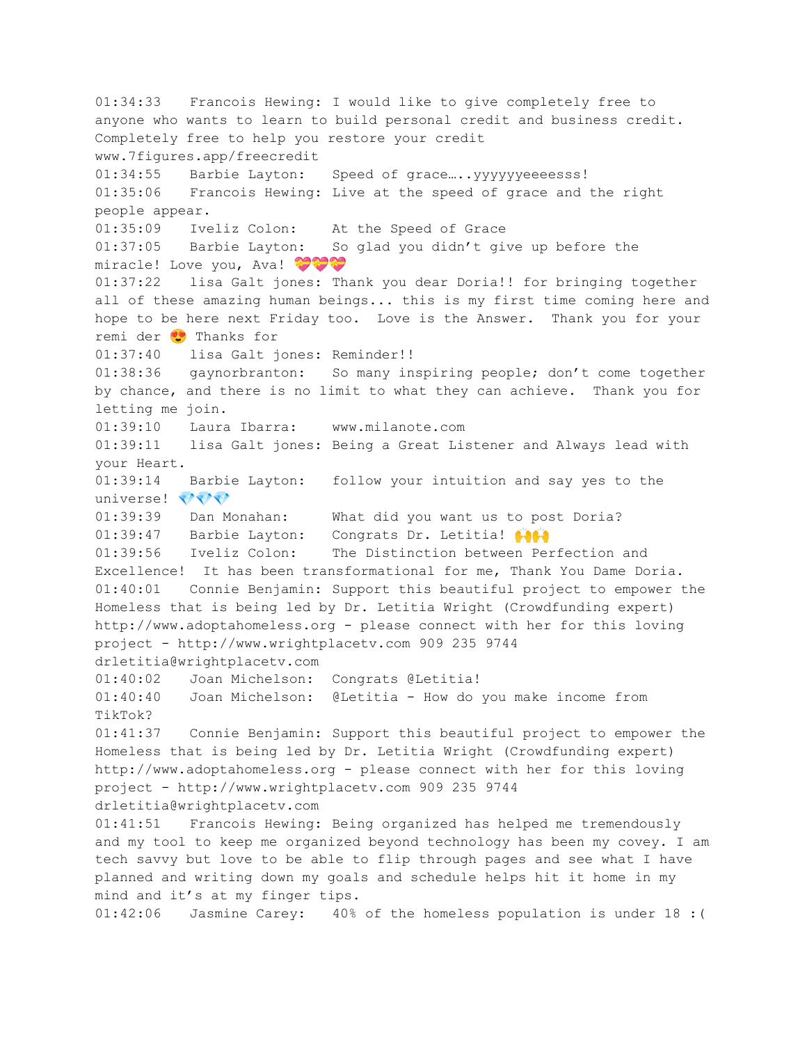01:34:33	Francois Hewing: I would like to give completely free to anyone who wants to learn to build personal credit and business credit. Completely free to help you restore your credit www.7figures.app/freecredit
01:34:55	Barbie Layton:	Speed of grace…..yyyyyyeeeesss!
01:35:06	Francois Hewing: Live at the speed of grace and the right people appear.
01:35:09	Iveliz Colon:	At the Speed of Grace
01:37:05	Barbie Layton:	So glad you didn't give up before the miracle! Love you, Ava! 💝💝💝
01:37:22	lisa Galt jones: Thank you dear Doria!! for bringing together all of these amazing human beings... this is my first time coming here and hope to be here next Friday too.  Love is the Answer.  Thank you for your remi der 😍 Thanks for
01:37:40	lisa Galt jones: Reminder!!
01:38:36	gaynorbranton:	So many inspiring people; don't come together by chance, and there is no limit to what they can achieve.  Thank you for letting me join.
01:39:10	Laura Ibarra:	www.milanote.com
01:39:11	lisa Galt jones: Being a Great Listener and Always lead with your Heart.
01:39:14	Barbie Layton:	follow your intuition and say yes to the universe! 💎💎💎
01:39:39	Dan Monahan:	What did you want us to post Doria?
01:39:47	Barbie Layton:	Congrats Dr. Letitia! 🙌🙌
01:39:56	Iveliz Colon:	The Distinction between Perfection and Excellence!  It has been transformational for me, Thank You Dame Doria.
01:40:01	Connie Benjamin: Support this beautiful project to empower the Homeless that is being led by Dr. Letitia Wright (Crowdfunding expert) http://www.adoptahomeless.org - please connect with her for this loving project - http://www.wrightplacetv.com 909 235 9744 drletitia@wrightplacetv.com
01:40:02	Joan Michelson:	Congrats @Letitia!
01:40:40	Joan Michelson:	@Letitia - How do you make income from TikTok?
01:41:37	Connie Benjamin: Support this beautiful project to empower the Homeless that is being led by Dr. Letitia Wright (Crowdfunding expert) http://www.adoptahomeless.org - please connect with her for this loving project - http://www.wrightplacetv.com 909 235 9744 drletitia@wrightplacetv.com
01:41:51	Francois Hewing: Being organized has helped me tremendously and my tool to keep me organized beyond technology has been my covey. I am tech savvy but love to be able to flip through pages and see what I have planned and writing down my goals and schedule helps hit it home in my mind and it's at my finger tips.
01:42:06	Jasmine Carey:	40% of the homeless population is under 18 :(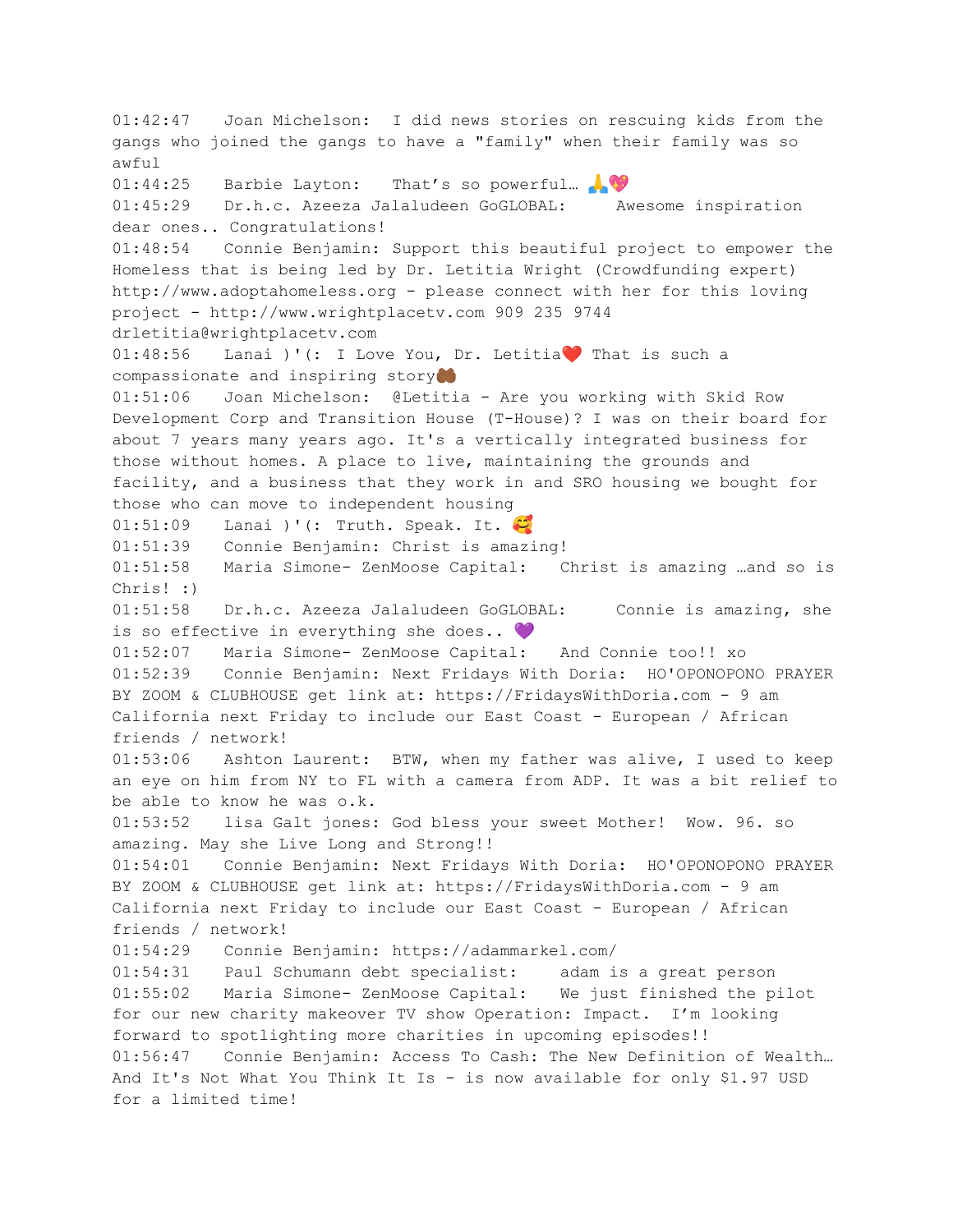01:42:47	Joan Michelson:	I did news stories on rescuing kids from the gangs who joined the gangs to have a "family" when their family was so awful

01:44:25	Barbie Layton:	That's so powerful… 🙏💖

01:45:29	Dr.h.c. Azeeza Jalaludeen GoGLOBAL:	Awesome inspiration dear ones.. Congratulations!

01:48:54	Connie Benjamin: Support this beautiful project to empower the Homeless that is being led by Dr. Letitia Wright (Crowdfunding expert) http://www.adoptahomeless.org - please connect with her for this loving project - http://www.wrightplacetv.com 909 235 9744 drletitia@wrightplacetv.com

01:48:56	Lanai )'(: I Love You, Dr. Letitia❤️ That is such a compassionate and inspiring story🤲🏾

01:51:06	Joan Michelson:	@Letitia - Are you working with Skid Row Development Corp and Transition House (T-House)? I was on their board for about 7 years many years ago. It's a vertically integrated business for those without homes. A place to live, maintaining the grounds and facility, and a business that they work in and SRO housing we bought for those who can move to independent housing

01:51:09	Lanai )'(: Truth. Speak. It. 🥰

01:51:39	Connie Benjamin: Christ is amazing!

01:51:58	Maria Simone- ZenMoose Capital:	Christ is amazing …and so is Chris! :)

01:51:58	Dr.h.c. Azeeza Jalaludeen GoGLOBAL:	Connie is amazing, she is so effective in everything she does.. 💜

01:52:07	Maria Simone- ZenMoose Capital:	And Connie too!! xo

01:52:39	Connie Benjamin: Next Fridays With Doria:	HO'OPONOPONO PRAYER BY ZOOM & CLUBHOUSE get link at: https://FridaysWithDoria.com - 9 am California next Friday to include our East Coast - European / African friends / network!

01:53:06	Ashton Laurent:	BTW, when my father was alive, I used to keep an eye on him from NY to FL with a camera from ADP. It was a bit relief to be able to know he was o.k.

01:53:52	lisa Galt jones: God bless your sweet Mother!	Wow. 96. so amazing. May she Live Long and Strong!!

01:54:01	Connie Benjamin: Next Fridays With Doria:	HO'OPONOPONO PRAYER BY ZOOM & CLUBHOUSE get link at: https://FridaysWithDoria.com - 9 am California next Friday to include our East Coast - European / African friends / network!

01:54:29	Connie Benjamin: https://adammarkel.com/

01:54:31	Paul Schumann debt specialist:	adam is a great person

01:55:02	Maria Simone- ZenMoose Capital:	We just finished the pilot for our new charity makeover TV show Operation: Impact.	I'm looking forward to spotlighting more charities in upcoming episodes!!

01:56:47	Connie Benjamin: Access To Cash: The New Definition of Wealth… And It's Not What You Think It Is - is now available for only $1.97 USD for a limited time!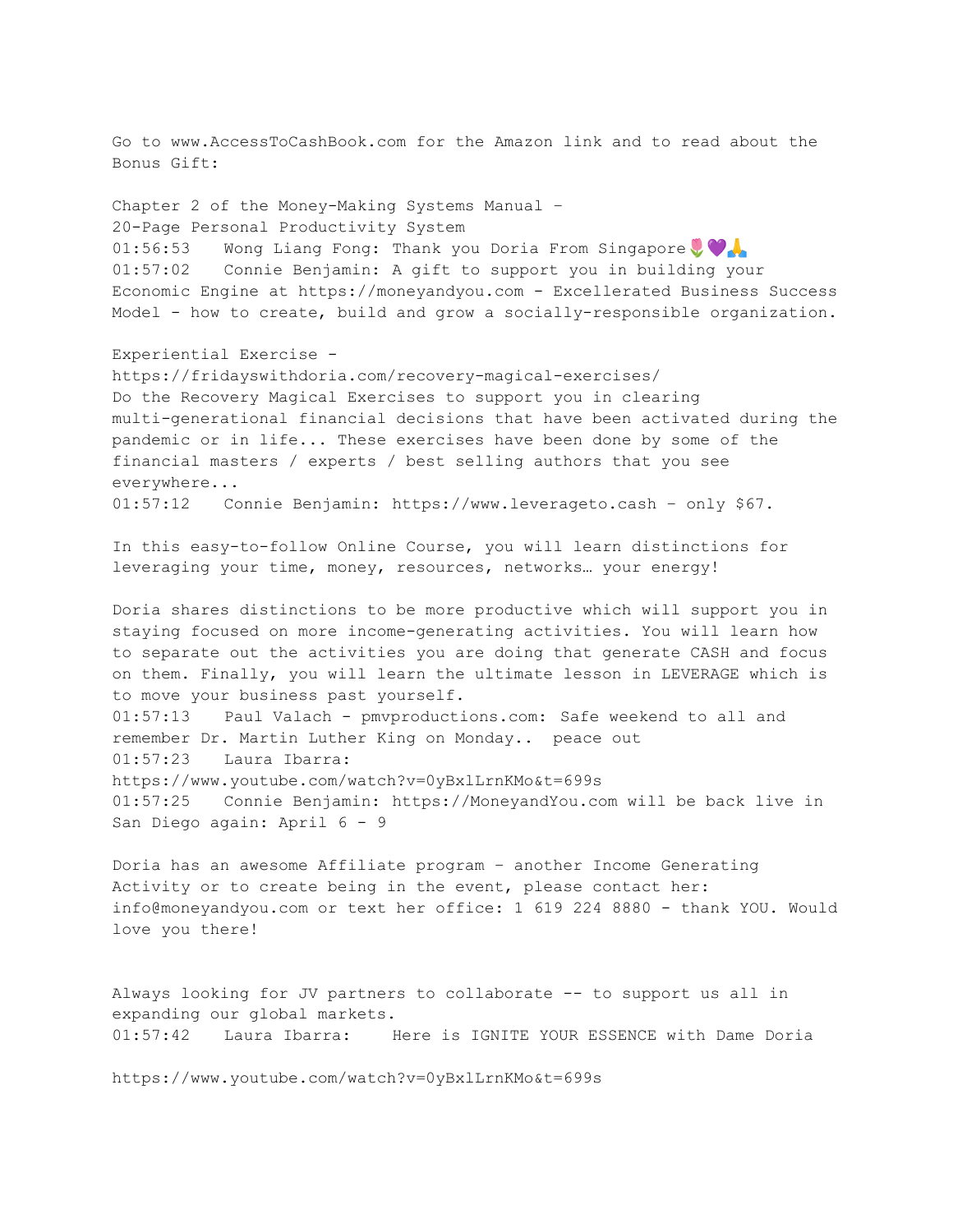Go to www.AccessToCashBook.com for the Amazon link and to read about the Bonus Gift:

Chapter 2 of the Money-Making Systems Manual –
20-Page Personal Productivity System
01:56:53 Wong Liang Fong: Thank you Doria From Singapore 🌷💜🙏
01:57:02 Connie Benjamin: A gift to support you in building your Economic Engine at https://moneyandyou.com - Excellerated Business Success Model - how to create, build and grow a socially-responsible organization.

Experiential Exercise -
https://fridayswithdoria.com/recovery-magical-exercises/
Do the Recovery Magical Exercises to support you in clearing multi-generational financial decisions that have been activated during the pandemic or in life... These exercises have been done by some of the financial masters / experts / best selling authors that you see everywhere...
01:57:12 Connie Benjamin: https://www.leverageto.cash – only $67.

In this easy-to-follow Online Course, you will learn distinctions for leveraging your time, money, resources, networks… your energy!

Doria shares distinctions to be more productive which will support you in staying focused on more income-generating activities. You will learn how to separate out the activities you are doing that generate CASH and focus on them. Finally, you will learn the ultimate lesson in LEVERAGE which is to move your business past yourself.
01:57:13 Paul Valach - pmvproductions.com: Safe weekend to all and remember Dr. Martin Luther King on Monday.. peace out
01:57:23 Laura Ibarra:
https://www.youtube.com/watch?v=0yBxlLrnKMo&t=699s
01:57:25 Connie Benjamin: https://MoneyandYou.com will be back live in San Diego again: April 6 - 9

Doria has an awesome Affiliate program – another Income Generating Activity or to create being in the event, please contact her: info@moneyandyou.com or text her office: 1 619 224 8880 - thank YOU. Would love you there!

Always looking for JV partners to collaborate -- to support us all in expanding our global markets.
01:57:42 Laura Ibarra: Here is IGNITE YOUR ESSENCE with Dame Doria

https://www.youtube.com/watch?v=0yBxlLrnKMo&t=699s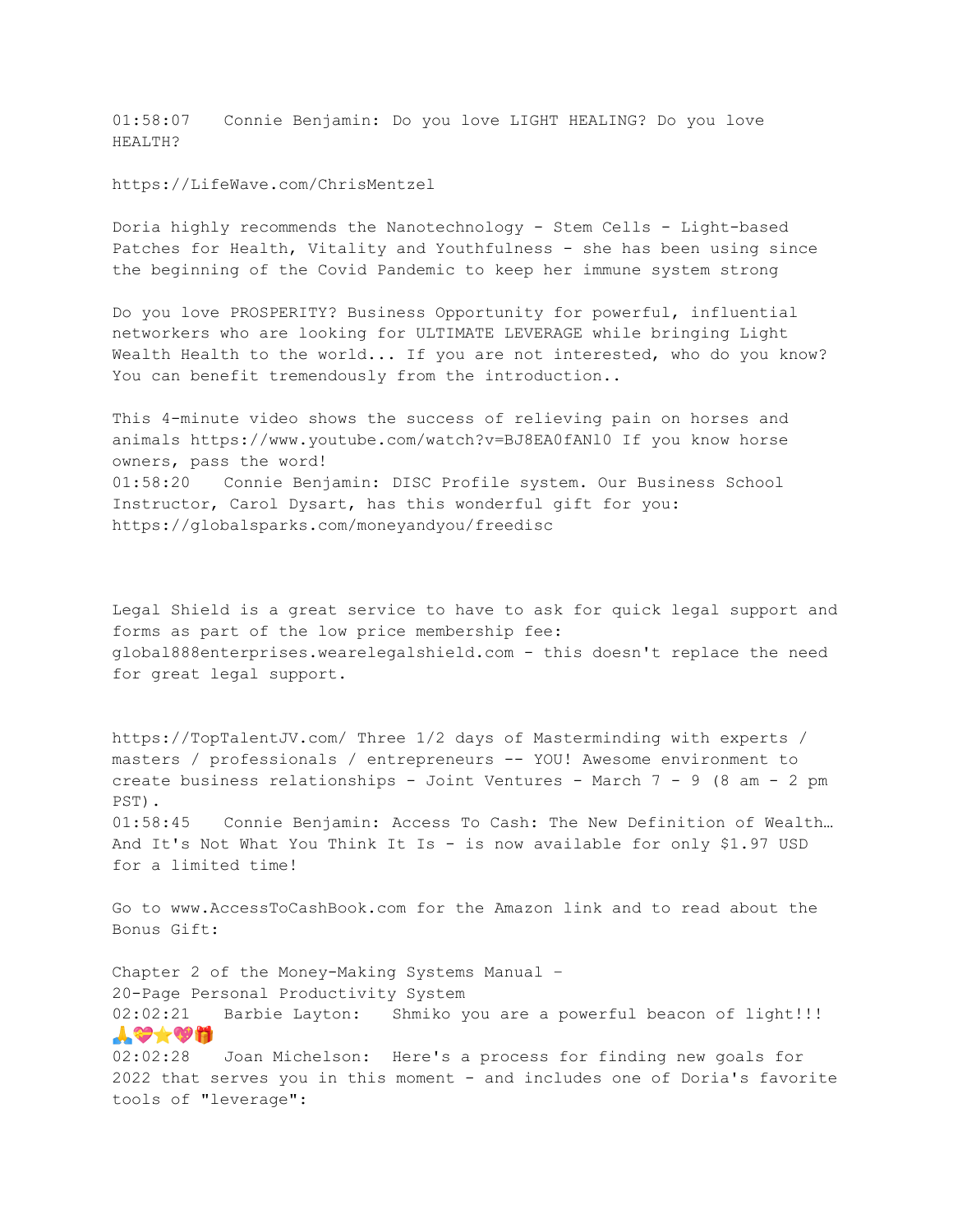01:58:07 Connie Benjamin: Do you love LIGHT HEALING? Do you love HEALTH?

https://LifeWave.com/ChrisMentzel

Doria highly recommends the Nanotechnology - Stem Cells - Light-based Patches for Health, Vitality and Youthfulness - she has been using since the beginning of the Covid Pandemic to keep her immune system strong

Do you love PROSPERITY? Business Opportunity for powerful, influential networkers who are looking for ULTIMATE LEVERAGE while bringing Light Wealth Health to the world... If you are not interested, who do you know? You can benefit tremendously from the introduction..

This 4-minute video shows the success of relieving pain on horses and animals https://www.youtube.com/watch?v=BJ8EA0fANl0 If you know horse owners, pass the word!

01:58:20 Connie Benjamin: DISC Profile system. Our Business School Instructor, Carol Dysart, has this wonderful gift for you: https://globalsparks.com/moneyandyou/freedisc

Legal Shield is a great service to have to ask for quick legal support and forms as part of the low price membership fee: global888enterprises.wearelegalshield.com - this doesn't replace the need for great legal support.

https://TopTalentJV.com/ Three 1/2 days of Masterminding with experts / masters / professionals / entrepreneurs -- YOU! Awesome environment to create business relationships - Joint Ventures - March 7 - 9 (8 am - 2 pm PST).

01:58:45 Connie Benjamin: Access To Cash: The New Definition of Wealth… And It's Not What You Think It Is - is now available for only $1.97 USD for a limited time!

Go to www.AccessToCashBook.com for the Amazon link and to read about the Bonus Gift:

Chapter 2 of the Money-Making Systems Manual –
20-Page Personal Productivity System

02:02:21 Barbie Layton: Shmiko you are a powerful beacon of light!!! 🙏💝⭐💖🎁

02:02:28 Joan Michelson: Here's a process for finding new goals for 2022 that serves you in this moment - and includes one of Doria's favorite tools of "leverage":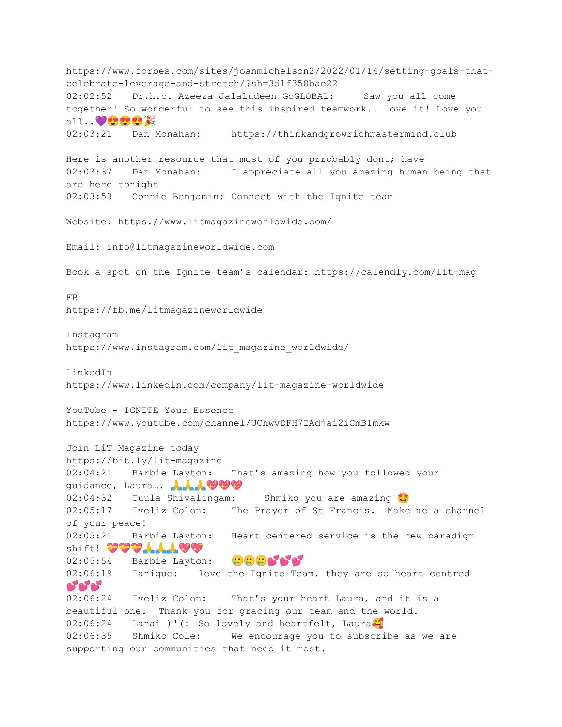https://www.forbes.com/sites/joanmichelson2/2022/01/14/setting-goals-that-celebrate-leverage-and-stretch/?sh=3d1f358bae22

02:02:52 Dr.h.c. Azeeza Jalaludeen GoGLOBAL: Saw you all come together! So wonderful to see this inspired teamwork.. love it! Love you all..💜😍😍😍🎉

02:03:21 Dan Monahan: https://thinkandgrowrichmastermind.club

Here is another resource that most of you prrobably dont; have

02:03:37 Dan Monahan: I appreciate all you amazing human being that are here tonight

02:03:53 Connie Benjamin: Connect with the Ignite team

Website: https://www.litmagazineworldwide.com/

Email: info@litmagazineworldwide.com

Book a spot on the Ignite team's calendar: https://calendly.com/lit-mag

FB
https://fb.me/litmagazineworldwide

Instagram
https://www.instagram.com/lit_magazine_worldwide/

LinkedIn
https://www.linkedin.com/company/lit-magazine-worldwide

YouTube - IGNITE Your Essence
https://www.youtube.com/channel/UChwvDFH7IAdjai2iCmB1mkw

Join LiT Magazine today
https://bit.ly/lit-magazine

02:04:21 Barbie Layton: That's amazing how you followed your guidance, Laura…. 🙏🙏🙏💖💖💖

02:04:32 Tuula Shivalingam: Shmiko you are amazing 🤩

02:05:17 Iveliz Colon: The Prayer of St Francis. Make me a channel of your peace!

02:05:21 Barbie Layton: Heart centered service is the new paradigm shift! 💝💝💝🙏🙏🙏💖💖

02:05:54 Barbie Layton: 🥲🥲🥲💕💕💕

02:06:19 Tanique: love the Ignite Team. they are so heart centred 💕💕💕

02:06:24 Iveliz Colon: That's your heart Laura, and it is a beautiful one. Thank you for gracing our team and the world.

02:06:24 Lanai )'(: So lovely and heartfelt, Laura🥰

02:06:35 Shmiko Cole: We encourage you to subscribe as we are supporting our communities that need it most.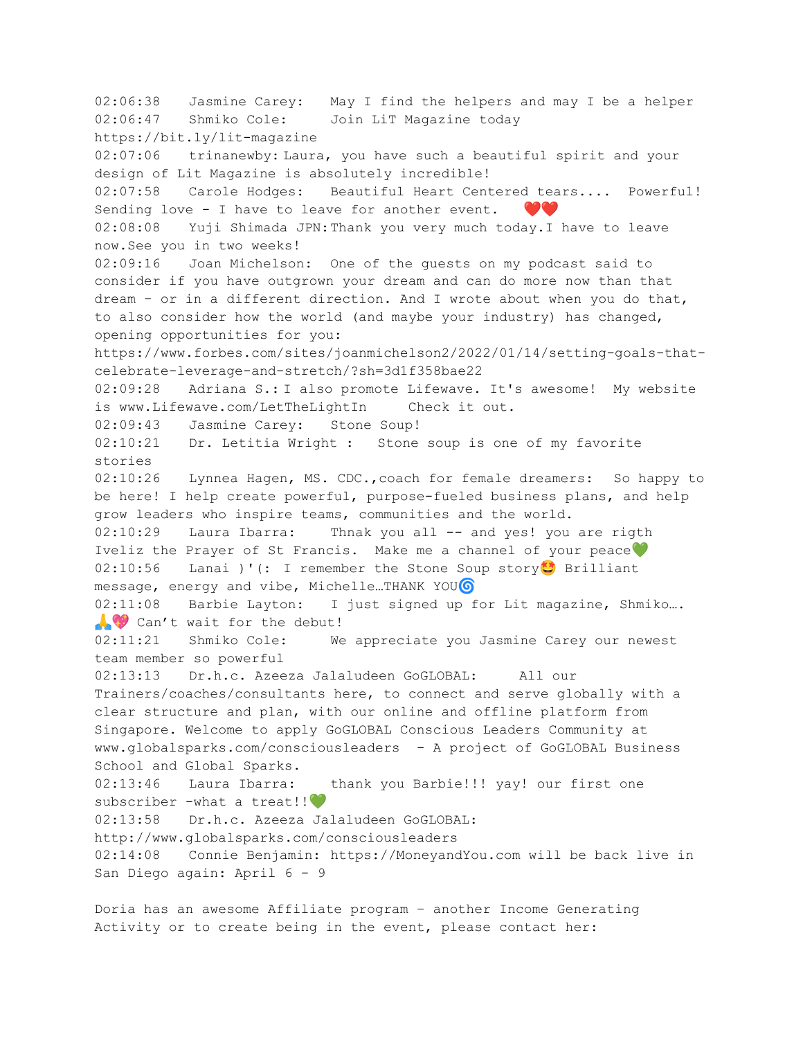02:06:38 Jasmine Carey: May I find the helpers and may I be a helper

02:06:47 Shmiko Cole: Join LiT Magazine today https://bit.ly/lit-magazine

02:07:06 trinanewby: Laura, you have such a beautiful spirit and your design of Lit Magazine is absolutely incredible!

02:07:58 Carole Hodges: Beautiful Heart Centered tears.... Powerful! Sending love - I have to leave for another event. ❤️❤️

02:08:08 Yuji Shimada JPN: Thank you very much today.I have to leave now.See you in two weeks!

02:09:16 Joan Michelson: One of the guests on my podcast said to consider if you have outgrown your dream and can do more now than that dream - or in a different direction. And I wrote about when you do that, to also consider how the world (and maybe your industry) has changed, opening opportunities for you: https://www.forbes.com/sites/joanmichelson2/2022/01/14/setting-goals-that-celebrate-leverage-and-stretch/?sh=3d1f358bae22

02:09:28 Adriana S.: I also promote Lifewave. It's awesome! My website is www.Lifewave.com/LetTheLightIn Check it out.

02:09:43 Jasmine Carey: Stone Soup!

02:10:21 Dr. Letitia Wright : Stone soup is one of my favorite stories

02:10:26 Lynnea Hagen, MS. CDC.,coach for female dreamers: So happy to be here! I help create powerful, purpose-fueled business plans, and help grow leaders who inspire teams, communities and the world.

02:10:29 Laura Ibarra: Thnak you all -- and yes! you are rigth Iveliz the Prayer of St Francis. Make me a channel of your peace💚

02:10:56 Lanai )'(: I remember the Stone Soup story🤩 Brilliant message, energy and vibe, Michelle…THANK YOU🌀

02:11:08 Barbie Layton: I just signed up for Lit magazine, Shmiko…. 🙏💖 Can't wait for the debut!

02:11:21 Shmiko Cole: We appreciate you Jasmine Carey our newest team member so powerful

02:13:13 Dr.h.c. Azeeza Jalaludeen GoGLOBAL: All our Trainers/coaches/consultants here, to connect and serve globally with a clear structure and plan, with our online and offline platform from Singapore. Welcome to apply GoGLOBAL Conscious Leaders Community at www.globalsparks.com/consciousleaders - A project of GoGLOBAL Business School and Global Sparks.

02:13:46 Laura Ibarra: thank you Barbie!!! yay! our first one subscriber -what a treat!!💚

02:13:58 Dr.h.c. Azeeza Jalaludeen GoGLOBAL: http://www.globalsparks.com/consciousleaders

02:14:08 Connie Benjamin: https://MoneyandYou.com will be back live in San Diego again: April 6 - 9

Doria has an awesome Affiliate program - another Income Generating Activity or to create being in the event, please contact her: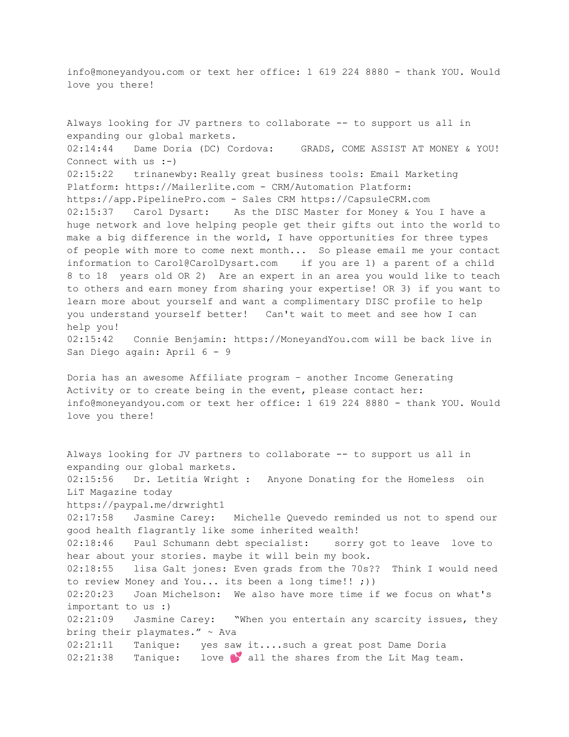info@moneyandyou.com or text her office: 1 619 224 8880 - thank YOU. Would love you there!

Always looking for JV partners to collaborate -- to support us all in expanding our global markets.
02:14:44 Dame Doria (DC) Cordova: GRADS, COME ASSIST AT MONEY & YOU! Connect with us :-)
02:15:22 trinanewby: Really great business tools: Email Marketing Platform: https://Mailerlite.com - CRM/Automation Platform: https://app.PipelinePro.com - Sales CRM https://CapsuleCRM.com
02:15:37 Carol Dysart: As the DISC Master for Money & You I have a huge network and love helping people get their gifts out into the world to make a big difference in the world, I have opportunities for three types of people with more to come next month... So please email me your contact information to Carol@CarolDysart.com if you are 1) a parent of a child 8 to 18 years old OR 2) Are an expert in an area you would like to teach to others and earn money from sharing your expertise! OR 3) if you want to learn more about yourself and want a complimentary DISC profile to help you understand yourself better! Can't wait to meet and see how I can help you!
02:15:42 Connie Benjamin: https://MoneyandYou.com will be back live in San Diego again: April 6 - 9

Doria has an awesome Affiliate program – another Income Generating Activity or to create being in the event, please contact her: info@moneyandyou.com or text her office: 1 619 224 8880 - thank YOU. Would love you there!

Always looking for JV partners to collaborate -- to support us all in expanding our global markets.
02:15:56 Dr. Letitia Wright : Anyone Donating for the Homeless oin LiT Magazine today
https://paypal.me/drwright1
02:17:58 Jasmine Carey: Michelle Quevedo reminded us not to spend our good health flagrantly like some inherited wealth!
02:18:46 Paul Schumann debt specialist: sorry got to leave love to hear about your stories. maybe it will bein my book.
02:18:55 lisa Galt jones: Even grads from the 70s?? Think I would need to review Money and You... its been a long time!! ;))
02:20:23 Joan Michelson: We also have more time if we focus on what's important to us :)
02:21:09 Jasmine Carey: "When you entertain any scarcity issues, they bring their playmates." ~ Ava
02:21:11 Tanique: yes saw it....such a great post Dame Doria
02:21:38 Tanique: love 💕 all the shares from the Lit Mag team.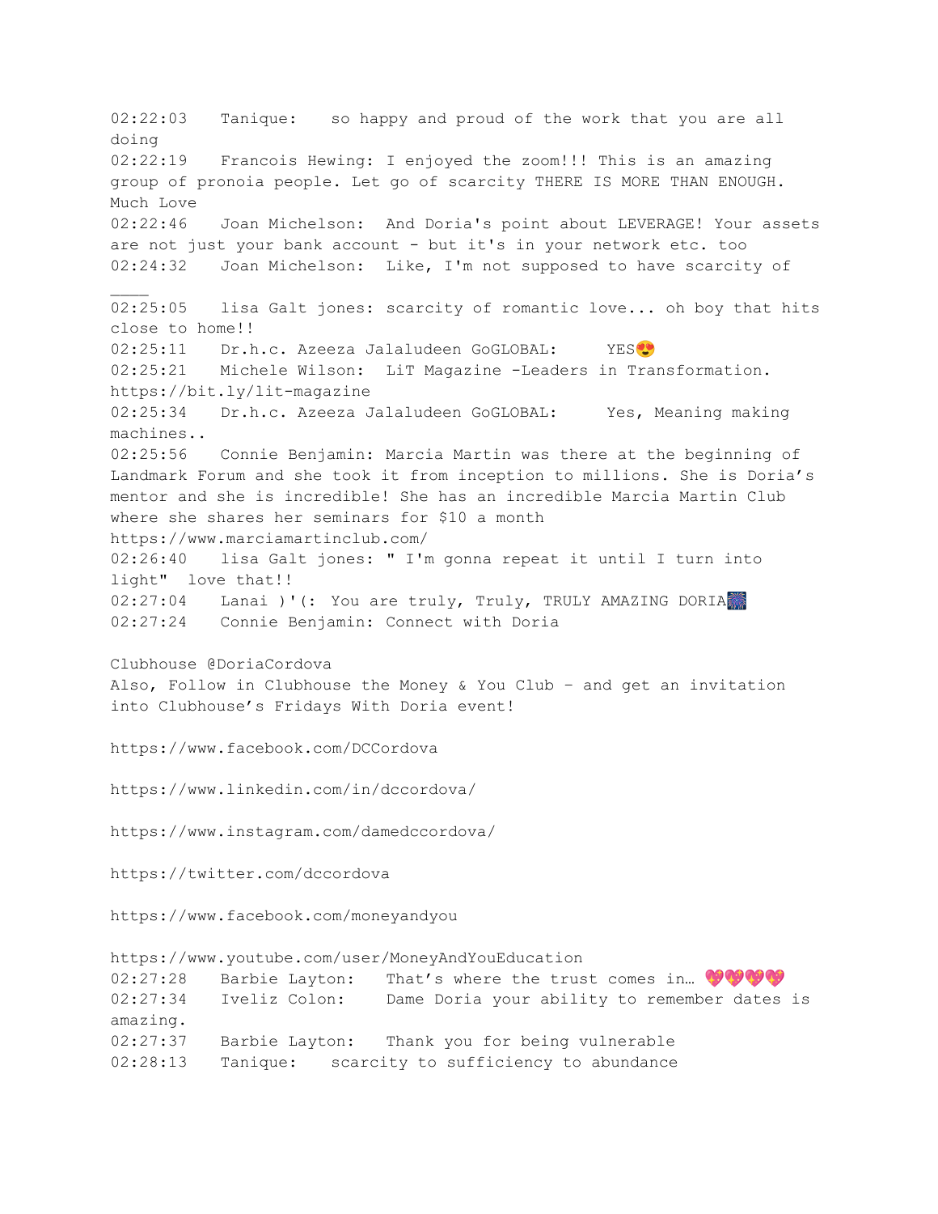02:22:03 Tanique: so happy and proud of the work that you are all doing
02:22:19 Francois Hewing: I enjoyed the zoom!!! This is an amazing group of pronoia people. Let go of scarcity THERE IS MORE THAN ENOUGH. Much Love
02:22:46 Joan Michelson: And Doria's point about LEVERAGE! Your assets are not just your bank account - but it's in your network etc. too
02:24:32 Joan Michelson: Like, I'm not supposed to have scarcity of ____
02:25:05 lisa Galt jones: scarcity of romantic love... oh boy that hits close to home!!
02:25:11 Dr.h.c. Azeeza Jalaludeen GoGLOBAL: YES😍
02:25:21 Michele Wilson: LiT Magazine -Leaders in Transformation. https://bit.ly/lit-magazine
02:25:34 Dr.h.c. Azeeza Jalaludeen GoGLOBAL: Yes, Meaning making machines..
02:25:56 Connie Benjamin: Marcia Martin was there at the beginning of Landmark Forum and she took it from inception to millions. She is Doria's mentor and she is incredible! She has an incredible Marcia Martin Club where she shares her seminars for $10 a month https://www.marciamartinclub.com/
02:26:40 lisa Galt jones: " I'm gonna repeat it until I turn into light" love that!!
02:27:04 Lanai )'(: You are truly, Truly, TRULY AMAZING DORIA🎆
02:27:24 Connie Benjamin: Connect with Doria

Clubhouse @DoriaCordova
Also, Follow in Clubhouse the Money & You Club - and get an invitation into Clubhouse's Fridays With Doria event!

https://www.facebook.com/DCCordova

https://www.linkedin.com/in/dccordova/

https://www.instagram.com/damedccordova/

https://twitter.com/dccordova

https://www.facebook.com/moneyandyou

https://www.youtube.com/user/MoneyAndYouEducation
02:27:28 Barbie Layton: That's where the trust comes in… 💖💖💖💖
02:27:34 Iveliz Colon: Dame Doria your ability to remember dates is amazing.
02:27:37 Barbie Layton: Thank you for being vulnerable
02:28:13 Tanique: scarcity to sufficiency to abundance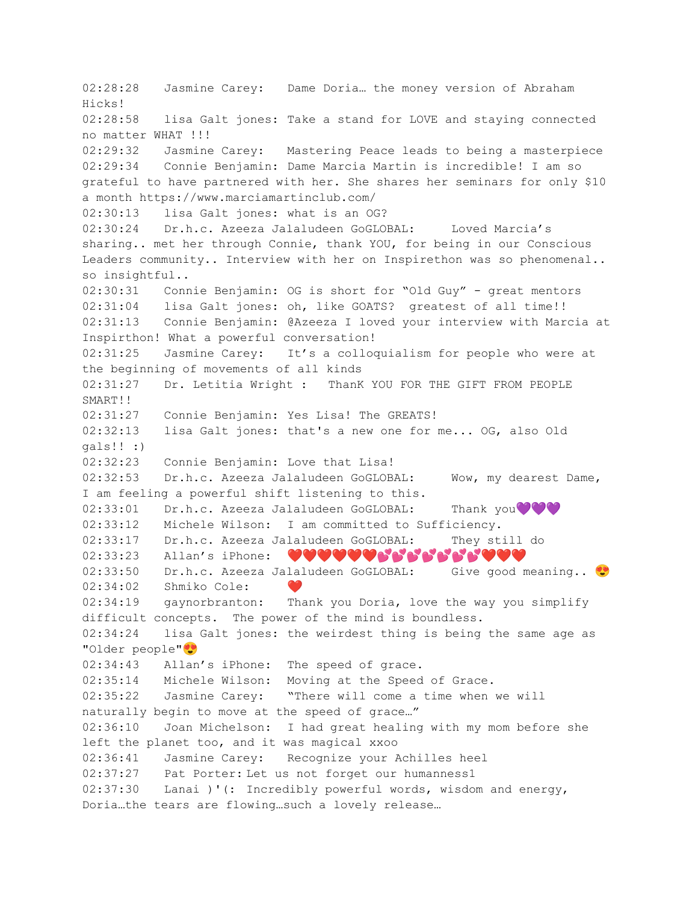02:28:28 Jasmine Carey: Dame Doria… the money version of Abraham Hicks!

02:28:58 lisa Galt jones: Take a stand for LOVE and staying connected no matter WHAT !!!

02:29:32 Jasmine Carey: Mastering Peace leads to being a masterpiece

02:29:34 Connie Benjamin: Dame Marcia Martin is incredible! I am so grateful to have partnered with her. She shares her seminars for only $10 a month https://www.marciamartinclub.com/

02:30:13 lisa Galt jones: what is an OG?

02:30:24 Dr.h.c. Azeeza Jalaludeen GoGLOBAL: Loved Marcia's sharing.. met her through Connie, thank YOU, for being in our Conscious Leaders community.. Interview with her on Inspirethon was so phenomenal.. so insightful..

02:30:31 Connie Benjamin: OG is short for "Old Guy" - great mentors

02:31:04 lisa Galt jones: oh, like GOATS? greatest of all time!!

02:31:13 Connie Benjamin: @Azeeza I loved your interview with Marcia at Inspirthon! What a powerful conversation!

02:31:25 Jasmine Carey: It's a colloquialism for people who were at the beginning of movements of all kinds

02:31:27 Dr. Letitia Wright : ThanK YOU FOR THE GIFT FROM PEOPLE SMART!!

02:31:27 Connie Benjamin: Yes Lisa! The GREATS!

02:32:13 lisa Galt jones: that's a new one for me... OG, also Old gals!! :)

02:32:23 Connie Benjamin: Love that Lisa!

02:32:53 Dr.h.c. Azeeza Jalaludeen GoGLOBAL: Wow, my dearest Dame, I am feeling a powerful shift listening to this.

02:33:01 Dr.h.c. Azeeza Jalaludeen GoGLOBAL: Thank you💜💜💜

02:33:12 Michele Wilson: I am committed to Sufficiency.

02:33:17 Dr.h.c. Azeeza Jalaludeen GoGLOBAL: They still do

02:33:23 Allan's iPhone: ❤️❤️❤️❤️❤️❤️💕💕💕💕💕💕💕❤️❤️❤️

02:33:50 Dr.h.c. Azeeza Jalaludeen GoGLOBAL: Give good meaning.. 😍

02:34:02 Shmiko Cole: ❤️

02:34:19 gaynorbranton: Thank you Doria, love the way you simplify difficult concepts. The power of the mind is boundless.

02:34:24 lisa Galt jones: the weirdest thing is being the same age as "Older people"😍

02:34:43 Allan's iPhone: The speed of grace.

02:35:14 Michele Wilson: Moving at the Speed of Grace.

02:35:22 Jasmine Carey: "There will come a time when we will naturally begin to move at the speed of grace…"

02:36:10 Joan Michelson: I had great healing with my mom before she left the planet too, and it was magical xxoo

02:36:41 Jasmine Carey: Recognize your Achilles heel

02:37:27 Pat Porter: Let us not forget our humanness1

02:37:30 Lanai )'(: Incredibly powerful words, wisdom and energy, Doria…the tears are flowing…such a lovely release…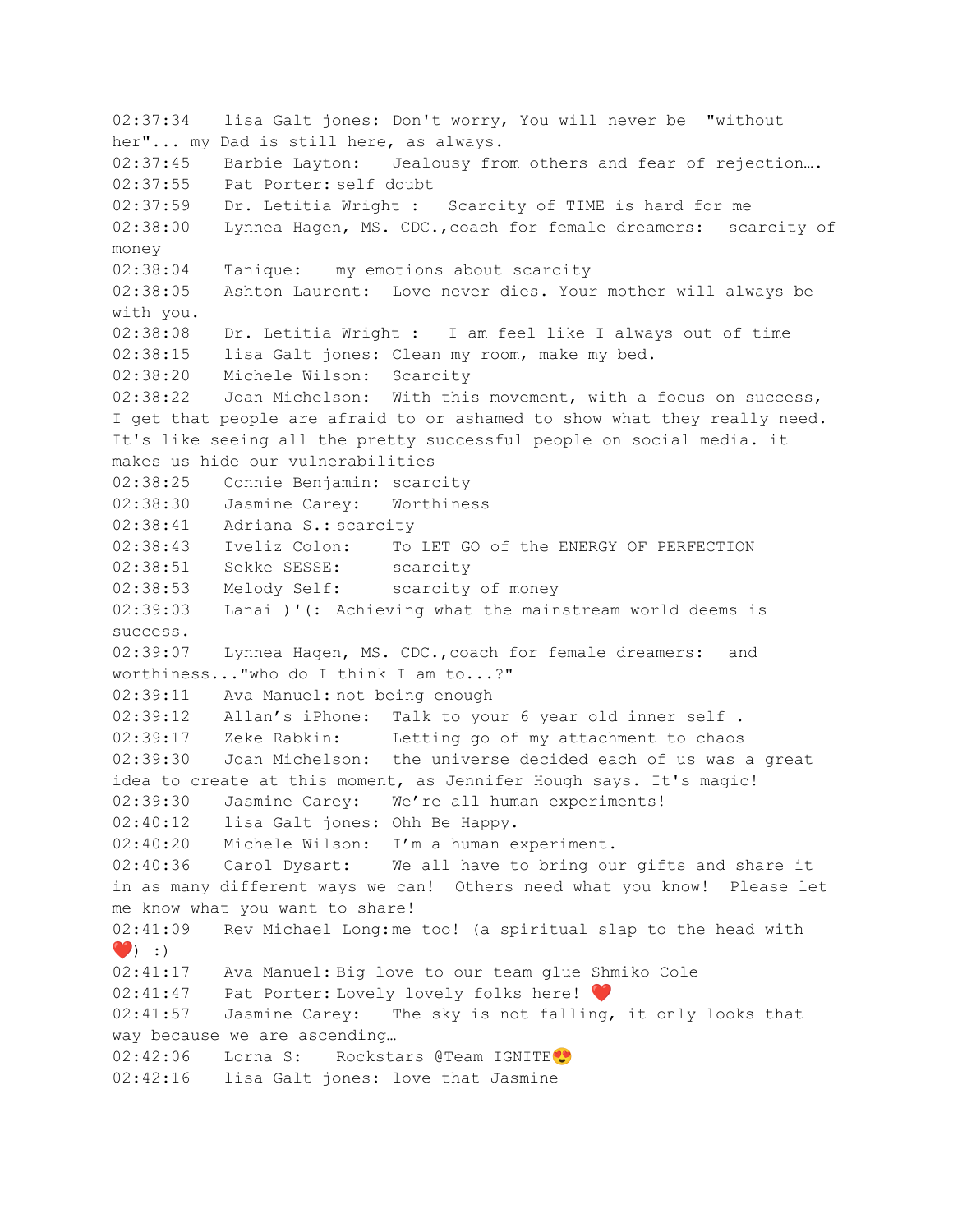02:37:34 lisa Galt jones: Don't worry, You will never be "without her"... my Dad is still here, as always.
02:37:45 Barbie Layton: Jealousy from others and fear of rejection….
02:37:55 Pat Porter: self doubt
02:37:59 Dr. Letitia Wright : Scarcity of TIME is hard for me
02:38:00 Lynnea Hagen, MS. CDC.,coach for female dreamers: scarcity of money
02:38:04 Tanique: my emotions about scarcity
02:38:05 Ashton Laurent: Love never dies. Your mother will always be with you.
02:38:08 Dr. Letitia Wright : I am feel like I always out of time
02:38:15 lisa Galt jones: Clean my room, make my bed.
02:38:20 Michele Wilson: Scarcity
02:38:22 Joan Michelson: With this movement, with a focus on success, I get that people are afraid to or ashamed to show what they really need. It's like seeing all the pretty successful people on social media. it makes us hide our vulnerabilities
02:38:25 Connie Benjamin: scarcity
02:38:30 Jasmine Carey: Worthiness
02:38:41 Adriana S.: scarcity
02:38:43 Iveliz Colon: To LET GO of the ENERGY OF PERFECTION
02:38:51 Sekke SESSE: scarcity
02:38:53 Melody Self: scarcity of money
02:39:03 Lanai )'(: Achieving what the mainstream world deems is success.
02:39:07 Lynnea Hagen, MS. CDC.,coach for female dreamers: and worthiness..."who do I think I am to...?"
02:39:11 Ava Manuel: not being enough
02:39:12 Allan's iPhone: Talk to your 6 year old inner self .
02:39:17 Zeke Rabkin: Letting go of my attachment to chaos
02:39:30 Joan Michelson: the universe decided each of us was a great idea to create at this moment, as Jennifer Hough says. It's magic!
02:39:30 Jasmine Carey: We're all human experiments!
02:40:12 lisa Galt jones: Ohh Be Happy.
02:40:20 Michele Wilson: I'm a human experiment.
02:40:36 Carol Dysart: We all have to bring our gifts and share it in as many different ways we can! Others need what you know! Please let me know what you want to share!
02:41:09 Rev Michael Long: me too! (a spiritual slap to the head with ❤️) :)
02:41:17 Ava Manuel: Big love to our team glue Shmiko Cole
02:41:47 Pat Porter: Lovely lovely folks here! ❤️
02:41:57 Jasmine Carey: The sky is not falling, it only looks that way because we are ascending…
02:42:06 Lorna S: Rockstars @Team IGNITE😍
02:42:16 lisa Galt jones: love that Jasmine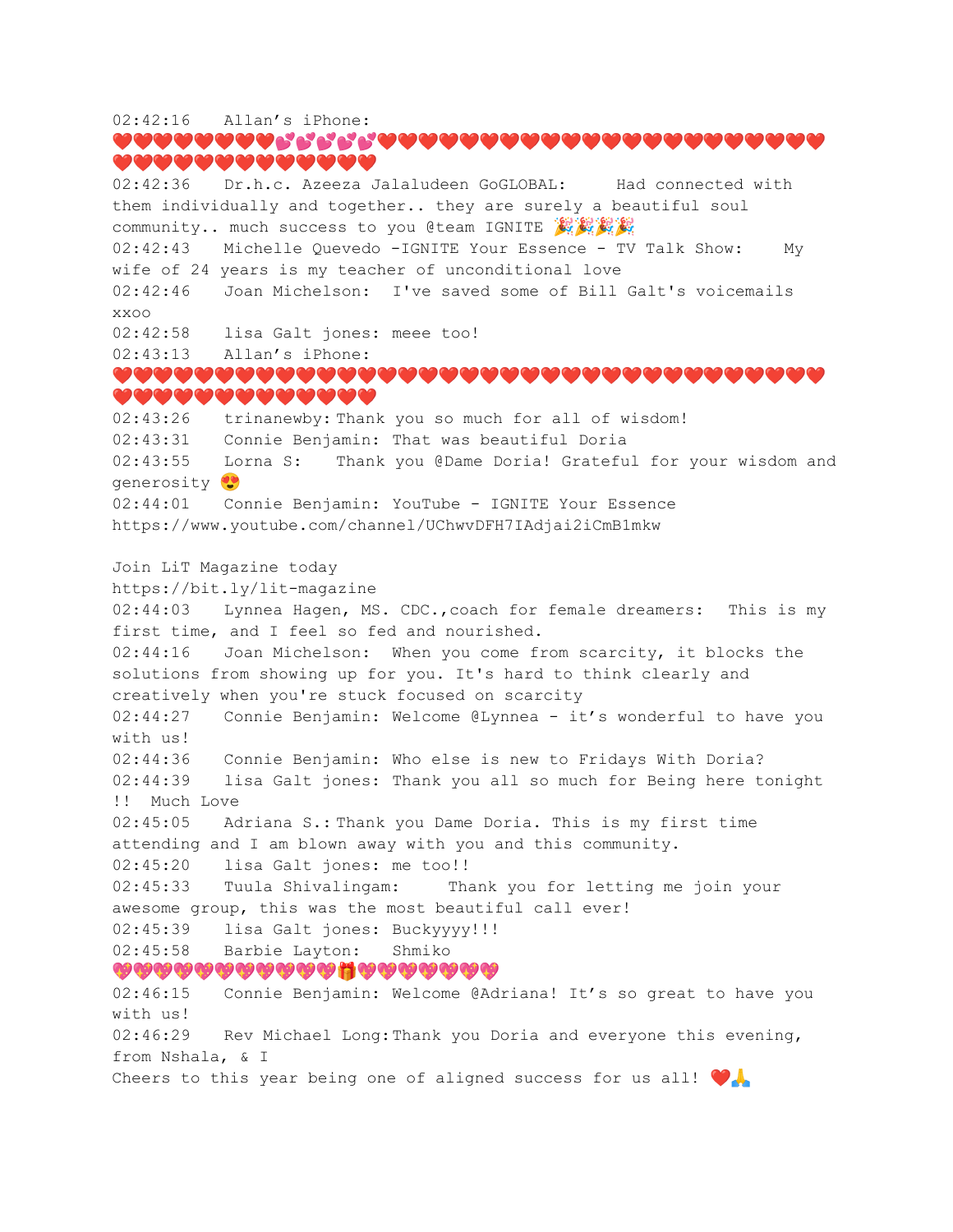02:42:16 Allan's iPhone: ❤️❤️❤️❤️❤️❤️❤️❤️💕💕💕💕💕❤️❤️❤️❤️❤️❤️❤️❤️❤️❤️❤️❤️❤️❤️❤️❤️❤️❤️❤️❤️❤️❤️❤️❤️❤️❤️❤️❤️❤️❤️❤️❤️❤️❤️❤️❤️❤️❤️❤️❤️

02:42:36 Dr.h.c. Azeeza Jalaludeen GoGLOBAL: Had connected with them individually and together.. they are surely a beautiful soul community.. much success to you @team IGNITE 🎉🎉🎉🎉

02:42:43 Michelle Quevedo -IGNITE Your Essence - TV Talk Show: My wife of 24 years is my teacher of unconditional love

02:42:46 Joan Michelson: I've saved some of Bill Galt's voicemails xxoo

02:42:58 lisa Galt jones: meee too!

02:43:13 Allan's iPhone: ❤️❤️❤️❤️❤️❤️❤️❤️❤️❤️❤️❤️❤️❤️❤️❤️❤️❤️❤️❤️❤️❤️❤️❤️❤️❤️❤️❤️❤️❤️❤️❤️❤️❤️❤️❤️❤️❤️❤️❤️❤️❤️❤️❤️❤️❤️❤️❤️❤️❤️❤️❤️❤️

02:43:26 trinanewby: Thank you so much for all of wisdom!

02:43:31 Connie Benjamin: That was beautiful Doria

02:43:55 Lorna S: Thank you @Dame Doria! Grateful for your wisdom and generosity 😍

02:44:01 Connie Benjamin: YouTube - IGNITE Your Essence
https://www.youtube.com/channel/UChwvDFH7IAdjai2iCmB1mkw

Join LiT Magazine today
https://bit.ly/lit-magazine

02:44:03 Lynnea Hagen, MS. CDC.,coach for female dreamers: This is my first time, and I feel so fed and nourished.

02:44:16 Joan Michelson: When you come from scarcity, it blocks the solutions from showing up for you. It's hard to think clearly and creatively when you're stuck focused on scarcity

02:44:27 Connie Benjamin: Welcome @Lynnea - it's wonderful to have you with us!

02:44:36 Connie Benjamin: Who else is new to Fridays With Doria?

02:44:39 lisa Galt jones: Thank you all so much for Being here tonight !! Much Love

02:45:05 Adriana S.: Thank you Dame Doria. This is my first time attending and I am blown away with you and this community.

02:45:20 lisa Galt jones: me too!!

02:45:33 Tuula Shivalingam: Thank you for letting me join your awesome group, this was the most beautiful call ever!

02:45:39 lisa Galt jones: Buckyyyy!!!

02:45:58 Barbie Layton: Shmiko 💖💖💖💖💖💖💖💖💖💖💖💖🎁💖💖💖💖💖💖💖💖

02:46:15 Connie Benjamin: Welcome @Adriana! It's so great to have you with us!

02:46:29 Rev Michael Long: Thank you Doria and everyone this evening, from Nshala, & I
Cheers to this year being one of aligned success for us all! ❤️🙏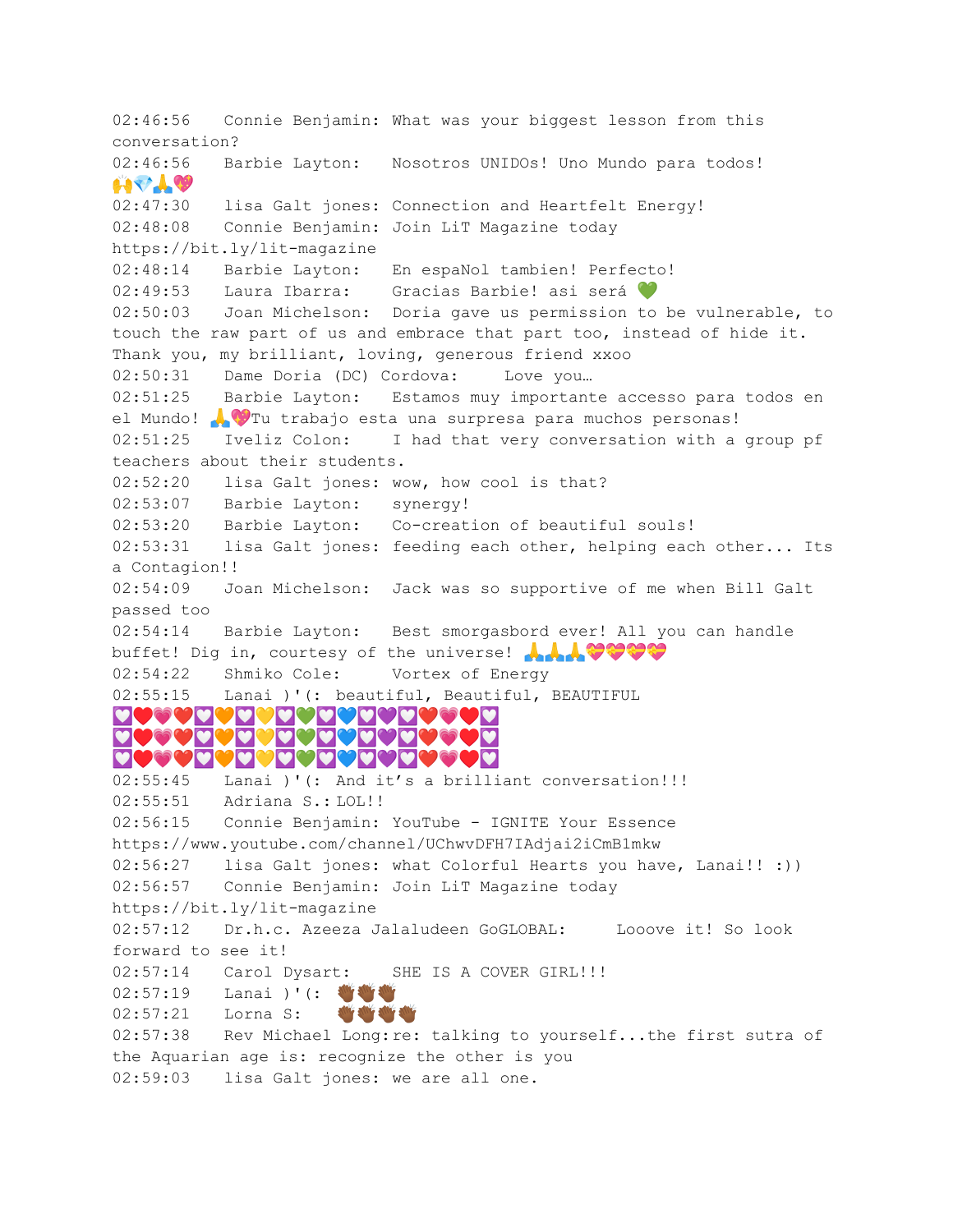02:46:56 Connie Benjamin: What was your biggest lesson from this conversation?
02:46:56 Barbie Layton: Nosotros UNIDOs! Uno Mundo para todos! 🙌💎🙏💖
02:47:30 lisa Galt jones: Connection and Heartfelt Energy!
02:48:08 Connie Benjamin: Join LiT Magazine today https://bit.ly/lit-magazine
02:48:14 Barbie Layton: En espaNol tambien! Perfecto!
02:49:53 Laura Ibarra: Gracias Barbie! asi será 💚
02:50:03 Joan Michelson: Doria gave us permission to be vulnerable, to touch the raw part of us and embrace that part too, instead of hide it. Thank you, my brilliant, loving, generous friend xxoo
02:50:31 Dame Doria (DC) Cordova: Love you…
02:51:25 Barbie Layton: Estamos muy importante accesso para todos en el Mundo! 🙏💖Tu trabajo esta una surpresa para muchos personas!
02:51:25 Iveliz Colon: I had that very conversation with a group pf teachers about their students.
02:52:20 lisa Galt jones: wow, how cool is that?
02:53:07 Barbie Layton: synergy!
02:53:20 Barbie Layton: Co-creation of beautiful souls!
02:53:31 lisa Galt jones: feeding each other, helping each other... Its a Contagion!!
02:54:09 Joan Michelson: Jack was so supportive of me when Bill Galt passed too
02:54:14 Barbie Layton: Best smorgasbord ever! All you can handle buffet! Dig in, courtesy of the universe! 🙏🙏🙏💝💝💝💝
02:54:22 Shmiko Cole: Vortex of Energy
02:55:15 Lanai )'(: beautiful, Beautiful, BEAUTIFUL
💟❤️💗❤️💟🧡💟💛💟💚💟💙💟💜💟❤️💗❤️💟
💟❤️💗❤️💟🧡💟💛💟💚💟💙💟💜💟❤️💗❤️💟
💟❤️💗❤️💟🧡💟💛💟💚💟💙💟💜💟❤️💗❤️💟
02:55:45 Lanai )'(: And it's a brilliant conversation!!!
02:55:51 Adriana S.: LOL!!
02:56:15 Connie Benjamin: YouTube - IGNITE Your Essence https://www.youtube.com/channel/UChwvDFH7IAdjai2iCmB1mkw
02:56:27 lisa Galt jones: what Colorful Hearts you have, Lanai!! :))
02:56:57 Connie Benjamin: Join LiT Magazine today https://bit.ly/lit-magazine
02:57:12 Dr.h.c. Azeeza Jalaludeen GoGLOBAL: Looove it! So look forward to see it!
02:57:14 Carol Dysart: SHE IS A COVER GIRL!!!
02:57:19 Lanai )'(: 👏🏾👏🏾👏🏾
02:57:21 Lorna S: 👏🏾👏🏾👏🏾👏🏾
02:57:38 Rev Michael Long: re: talking to yourself...the first sutra of the Aquarian age is: recognize the other is you
02:59:03 lisa Galt jones: we are all one.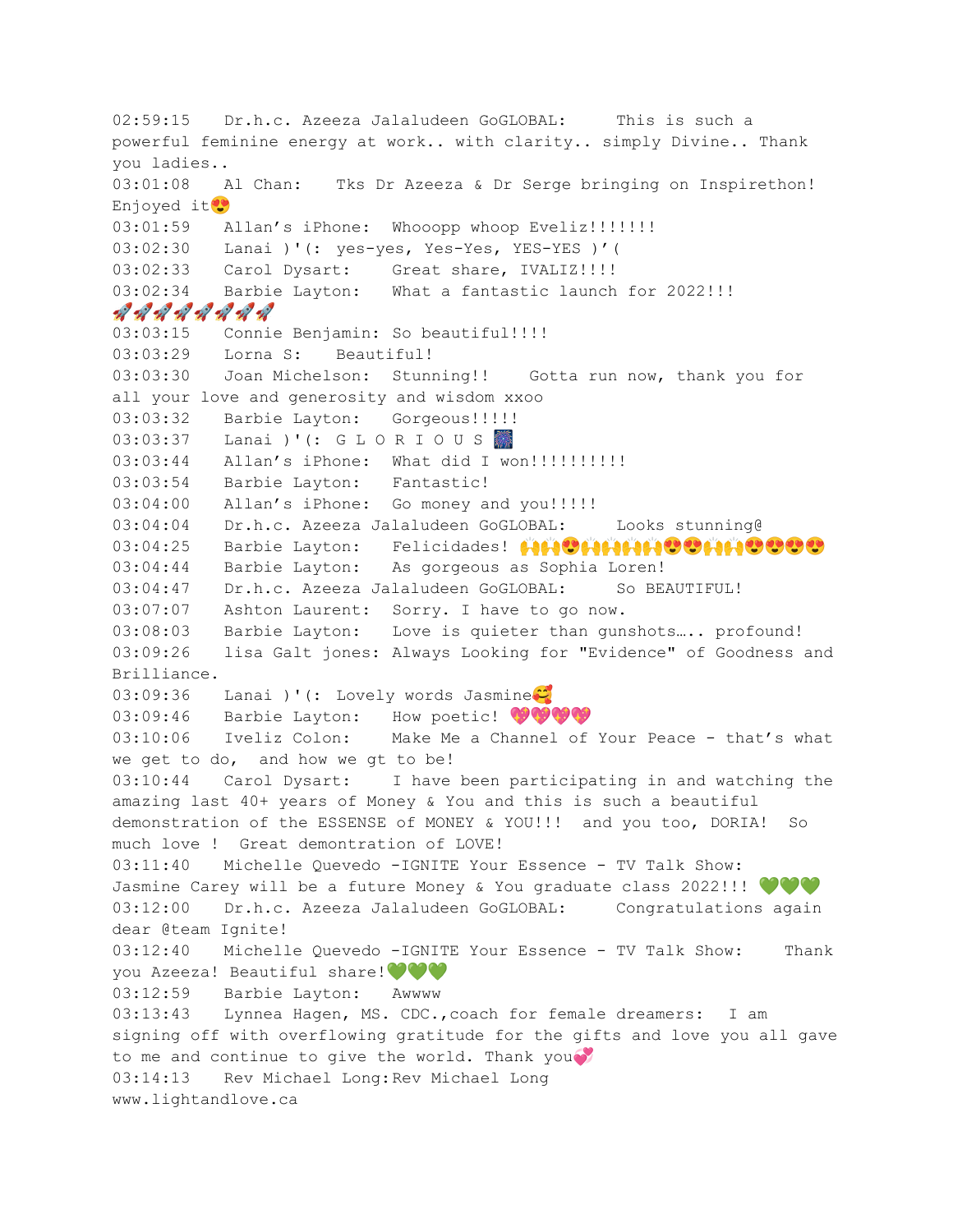02:59:15 Dr.h.c. Azeeza Jalaludeen GoGLOBAL: This is such a powerful feminine energy at work.. with clarity.. simply Divine.. Thank you ladies..
03:01:08 Al Chan: Tks Dr Azeeza & Dr Serge bringing on Inspirethon! Enjoyed it😍
03:01:59 Allan's iPhone: Whooopp whoop Eveliz!!!!!!!
03:02:30 Lanai )'(: yes-yes, Yes-Yes, YES-YES )'(
03:02:33 Carol Dysart: Great share, IVALIZ!!!!
03:02:34 Barbie Layton: What a fantastic launch for 2022!!! 🚀🚀🚀🚀🚀🚀🚀🚀
03:03:15 Connie Benjamin: So beautiful!!!!
03:03:29 Lorna S: Beautiful!
03:03:30 Joan Michelson: Stunning!! Gotta run now, thank you for all your love and generosity and wisdom xxoo
03:03:32 Barbie Layton: Gorgeous!!!!!
03:03:37 Lanai )'(: G L O R I O U S 🎆
03:03:44 Allan's iPhone: What did I won!!!!!!!!!!
03:03:54 Barbie Layton: Fantastic!
03:04:00 Allan's iPhone: Go money and you!!!!!
03:04:04 Dr.h.c. Azeeza Jalaludeen GoGLOBAL: Looks stunning@
03:04:25 Barbie Layton: Felicidades! 🙌🙌😍🙌🙌🙌🙌😍😍🙌🙌😍😍😍😍
03:04:44 Barbie Layton: As gorgeous as Sophia Loren!
03:04:47 Dr.h.c. Azeeza Jalaludeen GoGLOBAL: So BEAUTIFUL!
03:07:07 Ashton Laurent: Sorry. I have to go now.
03:08:03 Barbie Layton: Love is quieter than gunshots….. profound!
03:09:26 lisa Galt jones: Always Looking for "Evidence" of Goodness and Brilliance.
03:09:36 Lanai )'(: Lovely words Jasmine🥰
03:09:46 Barbie Layton: How poetic! 💖💖💖💖
03:10:06 Iveliz Colon: Make Me a Channel of Your Peace - that's what we get to do, and how we gt to be!
03:10:44 Carol Dysart: I have been participating in and watching the amazing last 40+ years of Money & You and this is such a beautiful demonstration of the ESSENSE of MONEY & YOU!!! and you too, DORIA! So much love ! Great demontration of LOVE!
03:11:40 Michelle Quevedo -IGNITE Your Essence - TV Talk Show: Jasmine Carey will be a future Money & You graduate class 2022!!! 💚💚💚
03:12:00 Dr.h.c. Azeeza Jalaludeen GoGLOBAL: Congratulations again dear @team Ignite!
03:12:40 Michelle Quevedo -IGNITE Your Essence - TV Talk Show: Thank you Azeeza! Beautiful share!💚💚💚
03:12:59 Barbie Layton: Awwww
03:13:43 Lynnea Hagen, MS. CDC.,coach for female dreamers: I am signing off with overflowing gratitude for the gifts and love you all gave to me and continue to give the world. Thank you💞
03:14:13 Rev Michael Long:Rev Michael Long www.lightandlove.ca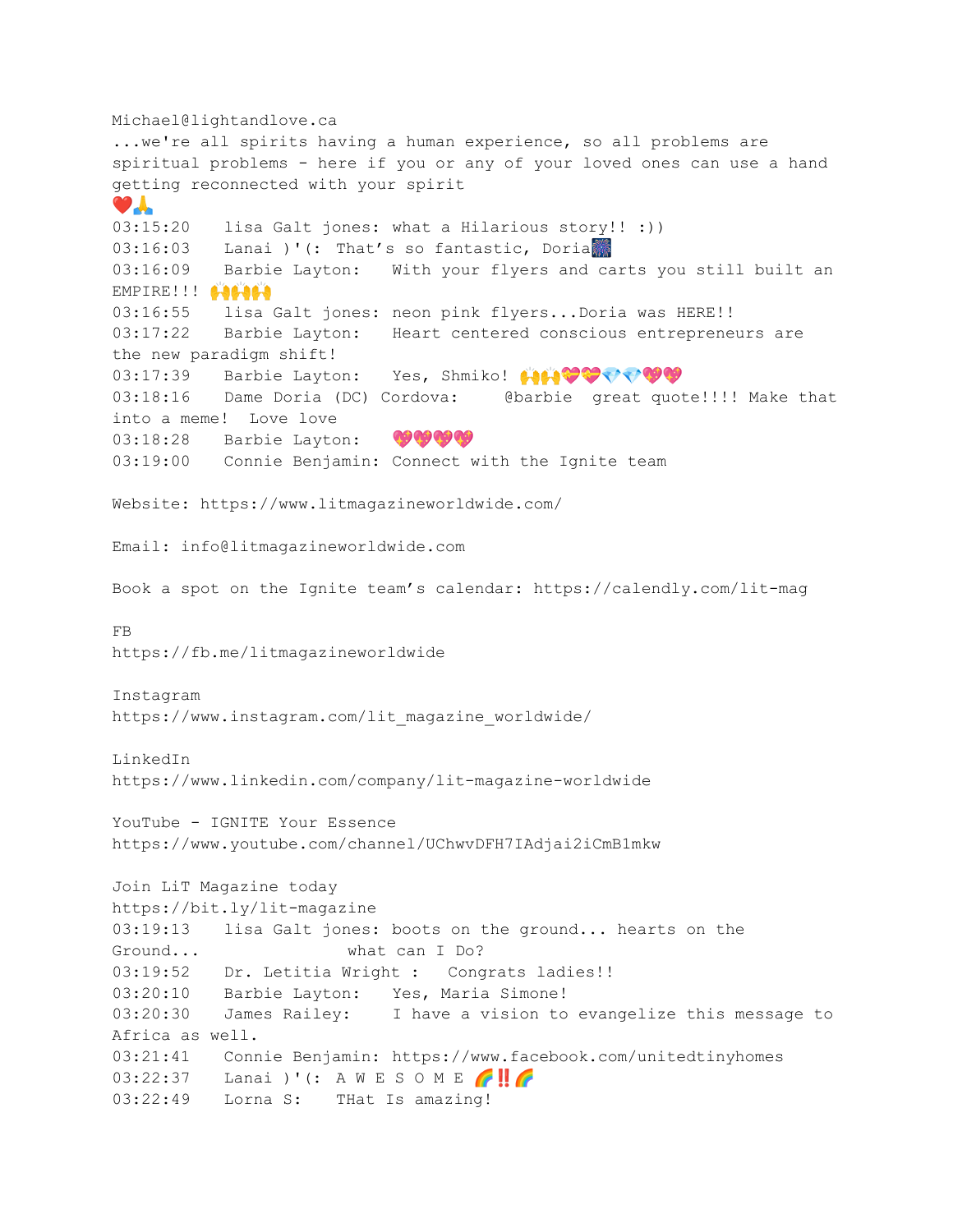Michael@lightandlove.ca
...we're all spirits having a human experience, so all problems are spiritual problems - here if you or any of your loved ones can use a hand getting reconnected with your spirit
❤️🙏
03:15:20 lisa Galt jones: what a Hilarious story!! :))
03:16:03 Lanai )'(: That's so fantastic, Doria🎆
03:16:09 Barbie Layton: With your flyers and carts you still built an EMPIRE!!! 🙌🙌🙌
03:16:55 lisa Galt jones: neon pink flyers...Doria was HERE!!
03:17:22 Barbie Layton: Heart centered conscious entrepreneurs are the new paradigm shift!
03:17:39 Barbie Layton: Yes, Shmiko! 🙌🙌💝💝💎💎💖💖
03:18:16 Dame Doria (DC) Cordova: @barbie great quote!!!! Make that into a meme! Love love
03:18:28 Barbie Layton: 💖💖💖💖
03:19:00 Connie Benjamin: Connect with the Ignite team

Website: https://www.litmagazineworldwide.com/

Email: info@litmagazineworldwide.com

Book a spot on the Ignite team's calendar: https://calendly.com/lit-mag

FB
https://fb.me/litmagazineworldwide

Instagram
https://www.instagram.com/lit_magazine_worldwide/

LinkedIn
https://www.linkedin.com/company/lit-magazine-worldwide

YouTube - IGNITE Your Essence
https://www.youtube.com/channel/UChwvDFH7IAdjai2iCmB1mkw

Join LiT Magazine today
https://bit.ly/lit-magazine
03:19:13 lisa Galt jones: boots on the ground... hearts on the Ground... what can I Do?
03:19:52 Dr. Letitia Wright : Congrats ladies!!
03:20:10 Barbie Layton: Yes, Maria Simone!
03:20:30 James Railey: I have a vision to evangelize this message to Africa as well.
03:21:41 Connie Benjamin: https://www.facebook.com/unitedtinyhomes
03:22:37 Lanai )'(: A W E S O M E 🌈‼️🌈
03:22:49 Lorna S: THat Is amazing!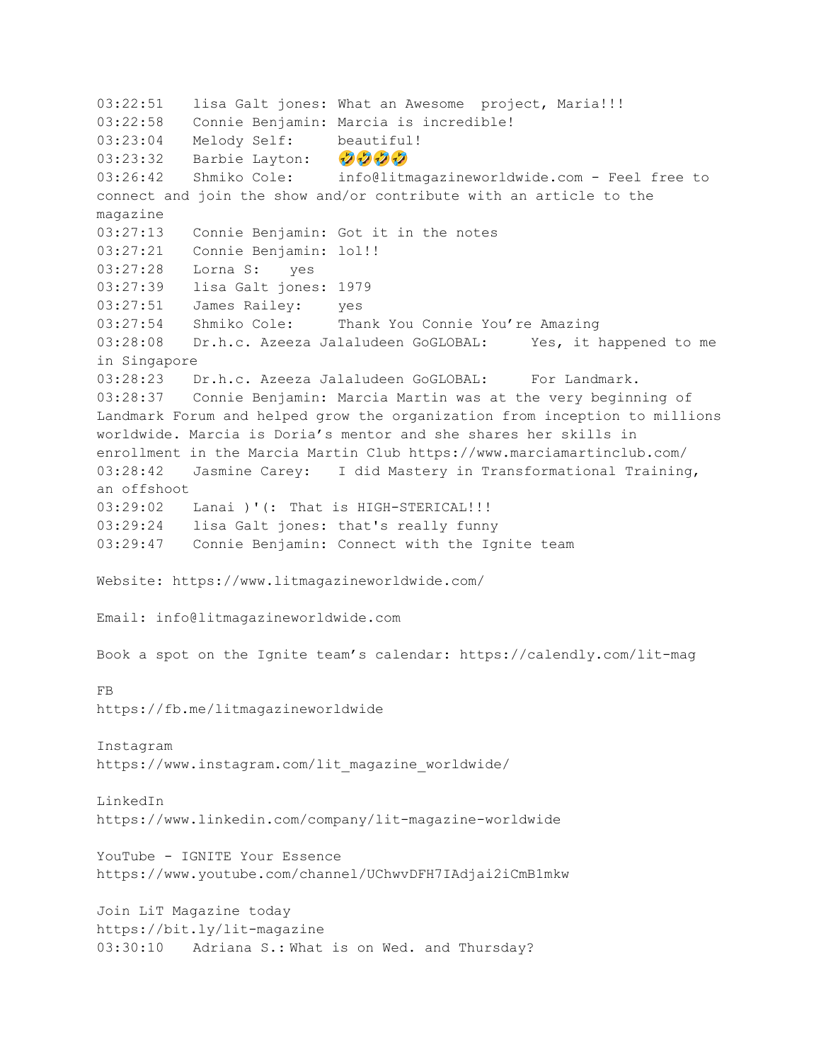03:22:51 lisa Galt jones: What an Awesome project, Maria!!!
03:22:58 Connie Benjamin: Marcia is incredible!
03:23:04 Melody Self: beautiful!
03:23:32 Barbie Layton: 🤣🤣🤣🤣
03:26:42 Shmiko Cole: info@litmagazineworldwide.com - Feel free to connect and join the show and/or contribute with an article to the magazine
03:27:13 Connie Benjamin: Got it in the notes
03:27:21 Connie Benjamin: lol!!
03:27:28 Lorna S: yes
03:27:39 lisa Galt jones: 1979
03:27:51 James Railey: yes
03:27:54 Shmiko Cole: Thank You Connie You're Amazing
03:28:08 Dr.h.c. Azeeza Jalaludeen GoGLOBAL: Yes, it happened to me in Singapore
03:28:23 Dr.h.c. Azeeza Jalaludeen GoGLOBAL: For Landmark.
03:28:37 Connie Benjamin: Marcia Martin was at the very beginning of Landmark Forum and helped grow the organization from inception to millions worldwide. Marcia is Doria's mentor and she shares her skills in enrollment in the Marcia Martin Club https://www.marciamartinclub.com/
03:28:42 Jasmine Carey: I did Mastery in Transformational Training, an offshoot
03:29:02 Lanai )'(: That is HIGH-STERICAL!!!
03:29:24 lisa Galt jones: that's really funny
03:29:47 Connie Benjamin: Connect with the Ignite team

Website: https://www.litmagazineworldwide.com/

Email: info@litmagazineworldwide.com

Book a spot on the Ignite team's calendar: https://calendly.com/lit-mag

FB
https://fb.me/litmagazineworldwide

Instagram
https://www.instagram.com/lit_magazine_worldwide/

LinkedIn
https://www.linkedin.com/company/lit-magazine-worldwide

YouTube - IGNITE Your Essence
https://www.youtube.com/channel/UChwvDFH7IAdjai2iCmB1mkw

Join LiT Magazine today
https://bit.ly/lit-magazine
03:30:10 Adriana S.: What is on Wed. and Thursday?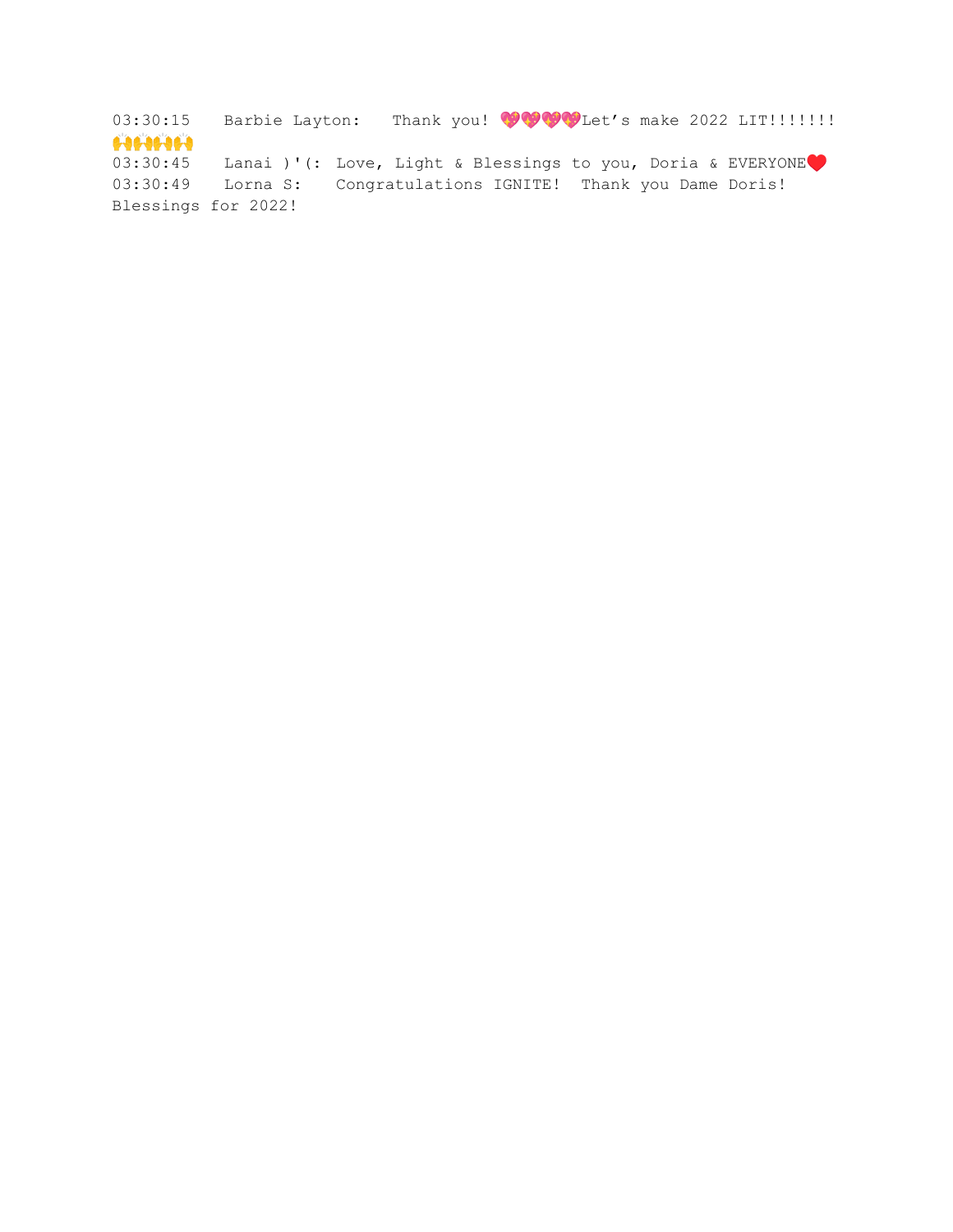03:30:15	Barbie Layton:	Thank you! 💖💖💖💖Let’s make 2022 LIT!!!!!!! 🙌🙌🙌🙌

03:30:45	Lanai )'(:	Love, Light & Blessings to you, Doria & EVERYONE❤️

03:30:49	Lorna S:	Congratulations IGNITE!  Thank you Dame Doris! Blessings for 2022!